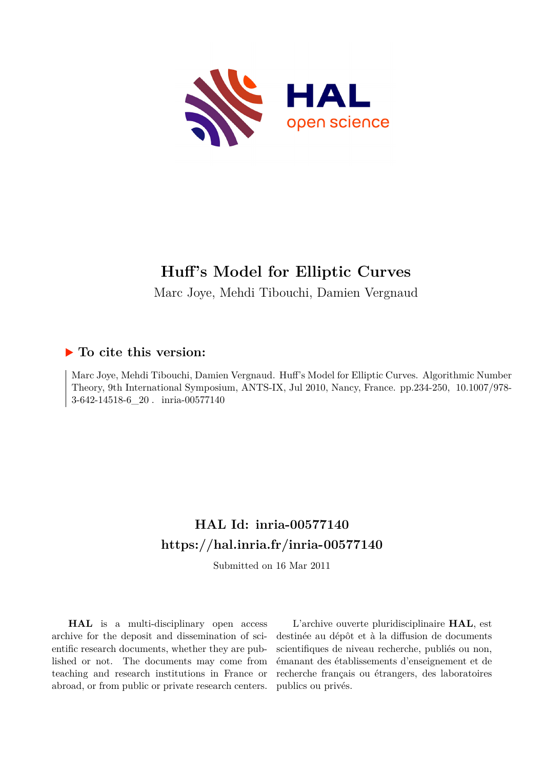# Huff's Model for Elliptic Curves

Marc Joye, Mehdi Tibouchi, Damien Vergnaud

## ▶ To cite this version:

Marc Joye, Mehdi Tibouchi, Damien Vergnaud. Huff's Model for Elliptic Curves. Algorithmic Number Theory, 9th International Symposium, ANTS-IX, Jul 2010, Nancy, France. pp.234-250, 10.1007/978-3-642-14518-6_20 . inria-00577140

## HAL Id: inria-00577140
## https://hal.inria.fr/inria-00577140

Submitted on 16 Mar 2011

**HAL** is a multi-disciplinary open access archive for the deposit and dissemination of scientific research documents, whether they are published or not. The documents may come from teaching and research institutions in France or abroad, or from public or private research centers.

L'archive ouverte pluridisciplinaire **HAL**, est destinée au dépôt et à la diffusion de documents scientifiques de niveau recherche, publiés ou non, émanant des établissements d'enseignement et de recherche français ou étrangers, des laboratoires publics ou privés.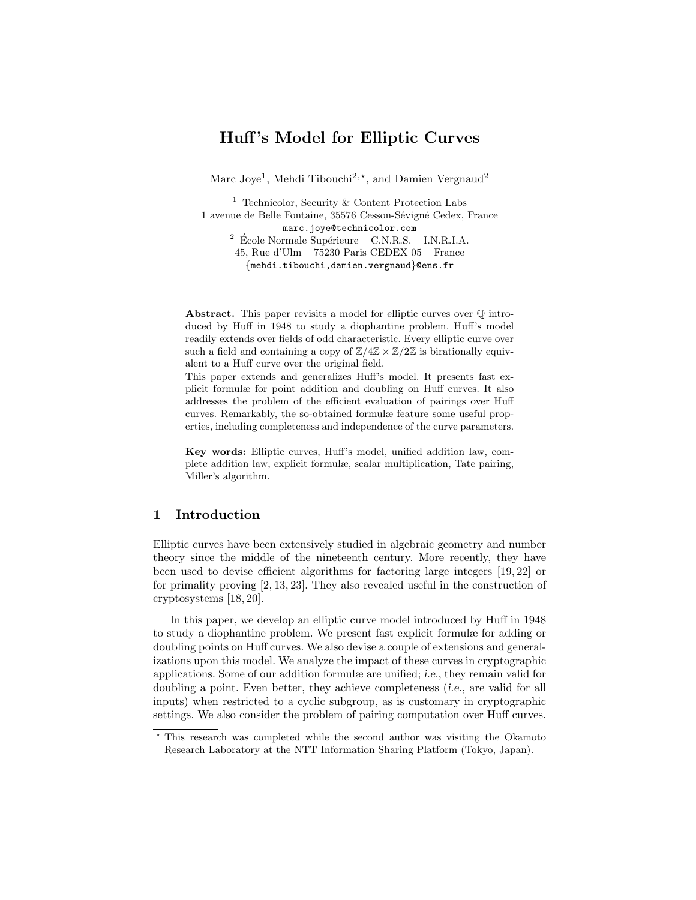# Huff's Model for Elliptic Curves

Marc Joye[1], Mehdi Tibouchi[2,⋆], and Damien Vergnaud[2]

[1] Technicolor, Security & Content Protection Labs
1 avenue de Belle Fontaine, 35576 Cesson-Sévigné Cedex, France
marc.joye@technicolor.com

[2] École Normale Supérieure – C.N.R.S. – I.N.R.I.A.
45, Rue d'Ulm – 75230 Paris CEDEX 05 – France
{mehdi.tibouchi,damien.vergnaud}@ens.fr

**Abstract.** This paper revisits a model for elliptic curves over $\mathbb{Q}$ introduced by Huff in 1948 to study a diophantine problem. Huff's model readily extends over fields of odd characteristic. Every elliptic curve over such a field and containing a copy of $\mathbb{Z}/4\mathbb{Z} \times \mathbb{Z}/2\mathbb{Z}$ is birationally equivalent to a Huff curve over the original field.

This paper extends and generalizes Huff's model. It presents fast explicit formulæ for point addition and doubling on Huff curves. It also addresses the problem of the efficient evaluation of pairings over Huff curves. Remarkably, the so-obtained formulæ feature some useful properties, including completeness and independence of the curve parameters.

**Key words:** Elliptic curves, Huff's model, unified addition law, complete addition law, explicit formulæ, scalar multiplication, Tate pairing, Miller's algorithm.

## 1 Introduction

Elliptic curves have been extensively studied in algebraic geometry and number theory since the middle of the nineteenth century. More recently, they have been used to devise efficient algorithms for factoring large integers [19, 22] or for primality proving [2, 13, 23]. They also revealed useful in the construction of cryptosystems [18, 20].

In this paper, we develop an elliptic curve model introduced by Huff in 1948 to study a diophantine problem. We present fast explicit formulæ for adding or doubling points on Huff curves. We also devise a couple of extensions and generalizations upon this model. We analyze the impact of these curves in cryptographic applications. Some of our addition formulæ are unified; *i.e.*, they remain valid for doubling a point. Even better, they achieve completeness (*i.e.*, are valid for all inputs) when restricted to a cyclic subgroup, as is customary in cryptographic settings. We also consider the problem of pairing computation over Huff curves.

⋆ This research was completed while the second author was visiting the Okamoto Research Laboratory at the NTT Information Sharing Platform (Tokyo, Japan).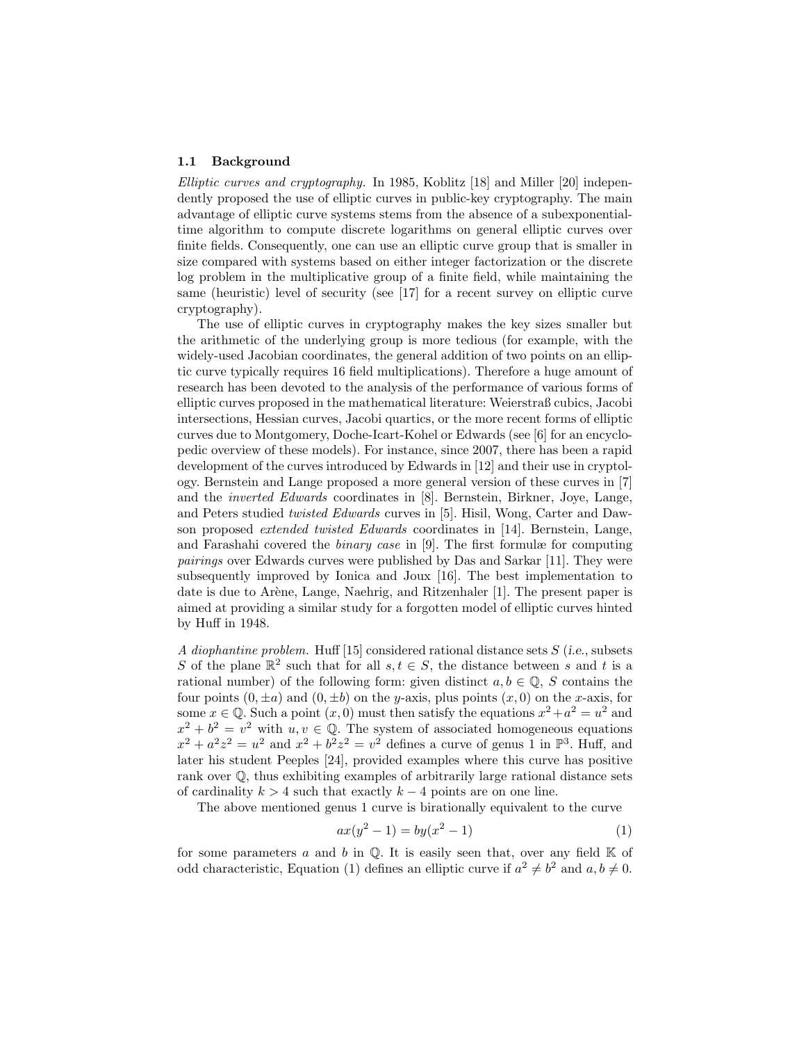### 1.1 Background

*Elliptic curves and cryptography.* In 1985, Koblitz [18] and Miller [20] independently proposed the use of elliptic curves in public-key cryptography. The main advantage of elliptic curve systems stems from the absence of a subexponential-time algorithm to compute discrete logarithms on general elliptic curves over finite fields. Consequently, one can use an elliptic curve group that is smaller in size compared with systems based on either integer factorization or the discrete log problem in the multiplicative group of a finite field, while maintaining the same (heuristic) level of security (see [17] for a recent survey on elliptic curve cryptography).

The use of elliptic curves in cryptography makes the key sizes smaller but the arithmetic of the underlying group is more tedious (for example, with the widely-used Jacobian coordinates, the general addition of two points on an elliptic curve typically requires 16 field multiplications). Therefore a huge amount of research has been devoted to the analysis of the performance of various forms of elliptic curves proposed in the mathematical literature: Weierstraß cubics, Jacobi intersections, Hessian curves, Jacobi quartics, or the more recent forms of elliptic curves due to Montgomery, Doche-Icart-Kohel or Edwards (see [6] for an encyclopedic overview of these models). For instance, since 2007, there has been a rapid development of the curves introduced by Edwards in [12] and their use in cryptology. Bernstein and Lange proposed a more general version of these curves in [7] and the *inverted Edwards* coordinates in [8]. Bernstein, Birkner, Joye, Lange, and Peters studied *twisted Edwards* curves in [5]. Hisil, Wong, Carter and Dawson proposed *extended twisted Edwards* coordinates in [14]. Bernstein, Lange, and Farashahi covered the *binary case* in [9]. The first formulæ for computing *pairings* over Edwards curves were published by Das and Sarkar [11]. They were subsequently improved by Ionica and Joux [16]. The best implementation to date is due to Arène, Lange, Naehrig, and Ritzenhaler [1]. The present paper is aimed at providing a similar study for a forgotten model of elliptic curves hinted by Huff in 1948.

*A diophantine problem.* Huff [15] considered rational distance sets $S$ (*i.e.*, subsets $S$ of the plane $\mathbb{R}^2$ such that for all $s, t \in S$, the distance between $s$ and $t$ is a rational number) of the following form: given distinct $a, b \in \mathbb{Q}$, $S$ contains the four points $(0, \pm a)$ and $(0, \pm b)$ on the $y$-axis, plus points $(x, 0)$ on the $x$-axis, for some $x \in \mathbb{Q}$. Such a point $(x, 0)$ must then satisfy the equations $x^2 + a^2 = u^2$ and $x^2 + b^2 = v^2$ with $u, v \in \mathbb{Q}$. The system of associated homogeneous equations $x^2 + a^2z^2 = u^2$ and $x^2 + b^2z^2 = v^2$ defines a curve of genus 1 in $\mathbb{P}^3$. Huff, and later his student Peeples [24], provided examples where this curve has positive rank over $\mathbb{Q}$, thus exhibiting examples of arbitrarily large rational distance sets of cardinality $k > 4$ such that exactly $k - 4$ points are on one line.

The above mentioned genus 1 curve is birationally equivalent to the curve

$$ax(y^2 - 1) = by(x^2 - 1) \tag{1}$$

for some parameters $a$ and $b$ in $\mathbb{Q}$. It is easily seen that, over any field $\mathbb{K}$ of odd characteristic, Equation (1) defines an elliptic curve if $a^2 \neq b^2$ and $a, b \neq 0$.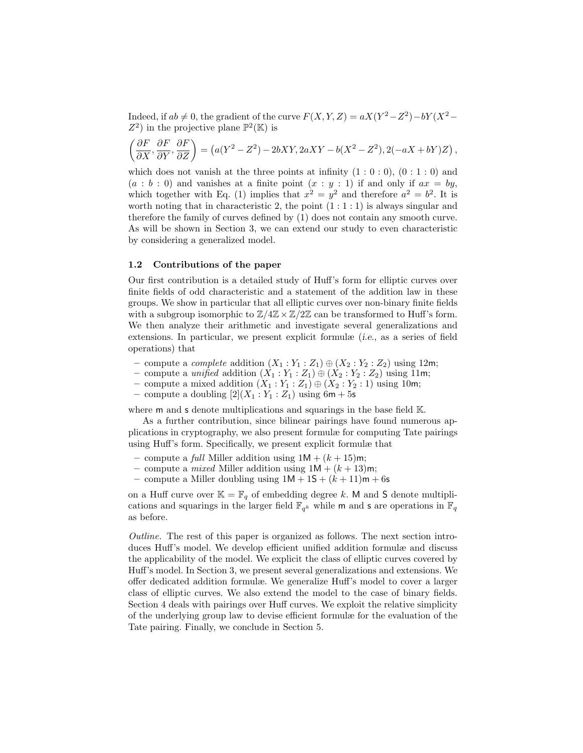Indeed, if $ab \neq 0$, the gradient of the curve $F(X, Y, Z) = aX(Y^2 - Z^2) - bY(X^2 - Z^2)$ in the projective plane $\mathbb{P}^2(\mathbb{K})$ is

$$\left(\frac{\partial F}{\partial X}, \frac{\partial F}{\partial Y}, \frac{\partial F}{\partial Z}\right) = \left(a(Y^2 - Z^2) - 2bXY, 2aXY - b(X^2 - Z^2), 2(-aX + bY)Z\right),$$

which does not vanish at the three points at infinity $(1 : 0 : 0)$, $(0 : 1 : 0)$ and $(a : b : 0)$ and vanishes at a finite point $(x : y : 1)$ if and only if $ax = by$, which together with Eq. (1) implies that $x^2 = y^2$ and therefore $a^2 = b^2$. It is worth noting that in characteristic 2, the point $(1 : 1 : 1)$ is always singular and therefore the family of curves defined by (1) does not contain any smooth curve. As will be shown in Section 3, we can extend our study to even characteristic by considering a generalized model.

### 1.2 Contributions of the paper

Our first contribution is a detailed study of Huff's form for elliptic curves over finite fields of odd characteristic and a statement of the addition law in these groups. We show in particular that all elliptic curves over non-binary finite fields with a subgroup isomorphic to $\mathbb{Z}/4\mathbb{Z} \times \mathbb{Z}/2\mathbb{Z}$ can be transformed to Huff's form. We then analyze their arithmetic and investigate several generalizations and extensions. In particular, we present explicit formulæ (*i.e.*, as a series of field operations) that

- compute a *complete* addition $(X_1 : Y_1 : Z_1) \oplus (X_2 : Y_2 : Z_2)$ using $12\mathsf{m}$;
- compute a *unified* addition $(X_1 : Y_1 : Z_1) \oplus (X_2 : Y_2 : Z_2)$ using $11\mathsf{m}$;
- compute a mixed addition $(X_1 : Y_1 : Z_1) \oplus (X_2 : Y_2 : 1)$ using $10\mathsf{m}$;
- compute a doubling $[2](X_1 : Y_1 : Z_1)$ using $6\mathsf{m} + 5\mathsf{s}$

where $\mathsf{m}$ and $\mathsf{s}$ denote multiplications and squarings in the base field $\mathbb{K}$.

As a further contribution, since bilinear pairings have found numerous applications in cryptography, we also present formulæ for computing Tate pairings using Huff's form. Specifically, we present explicit formulæ that

- compute a *full* Miller addition using $1\mathsf{M} + (k + 15)\mathsf{m}$;
- compute a *mixed* Miller addition using $1\mathsf{M} + (k + 13)\mathsf{m}$;
- compute a Miller doubling using $1\mathsf{M} + 1\mathsf{S} + (k + 11)\mathsf{m} + 6\mathsf{s}$

on a Huff curve over $\mathbb{K} = \mathbb{F}_q$ of embedding degree $k$. $\mathsf{M}$ and $\mathsf{S}$ denote multiplications and squarings in the larger field $\mathbb{F}_{q^k}$ while $\mathsf{m}$ and $\mathsf{s}$ are operations in $\mathbb{F}_q$ as before.

*Outline.* The rest of this paper is organized as follows. The next section introduces Huff's model. We develop efficient unified addition formulæ and discuss the applicability of the model. We explicit the class of elliptic curves covered by Huff's model. In Section 3, we present several generalizations and extensions. We offer dedicated addition formulæ. We generalize Huff's model to cover a larger class of elliptic curves. We also extend the model to the case of binary fields. Section 4 deals with pairings over Huff curves. We exploit the relative simplicity of the underlying group law to devise efficient formulæ for the evaluation of the Tate pairing. Finally, we conclude in Section 5.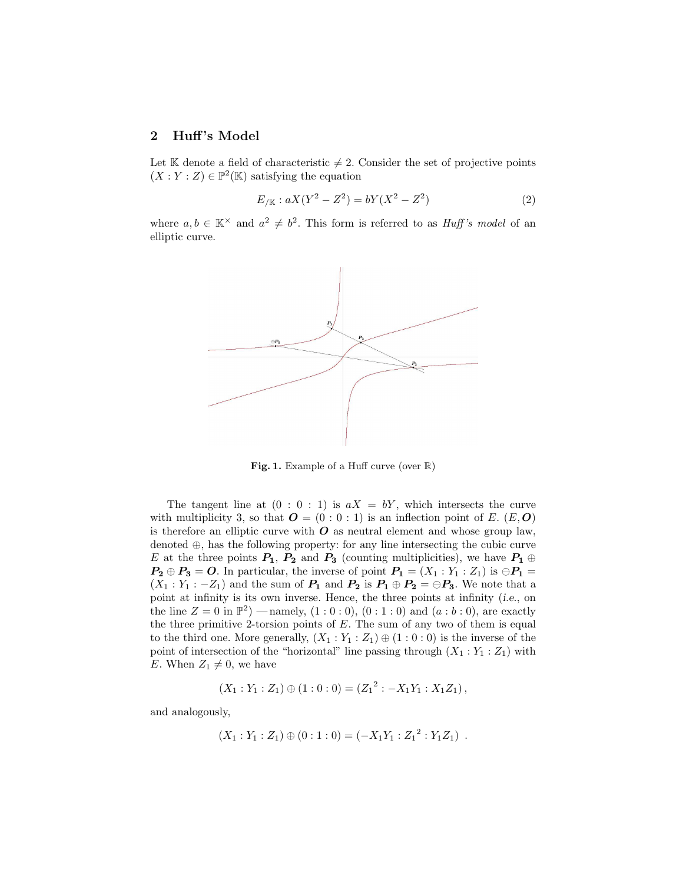## 2 Huff's Model

Let $\mathbb{K}$ denote a field of characteristic $\neq 2$. Consider the set of projective points $(X : Y : Z) \in \mathbb{P}^2(\mathbb{K})$ satisfying the equation

$$E_{/\mathbb{K}} : aX(Y^2 - Z^2) = bY(X^2 - Z^2) \tag{2}$$

where $a, b \in \mathbb{K}^\times$ and $a^2 \neq b^2$. This form is referred to as *Huff's model* of an elliptic curve.

**Fig. 1.** Example of a Huff curve (over $\mathbb{R}$)

The tangent line at $(0 : 0 : 1)$ is $aX = bY$, which intersects the curve with multiplicity 3, so that $\boldsymbol{O} = (0 : 0 : 1)$ is an inflection point of $E$. $(E, \boldsymbol{O})$ is therefore an elliptic curve with $\boldsymbol{O}$ as neutral element and whose group law, denoted $\oplus$, has the following property: for any line intersecting the cubic curve $E$ at the three points $\boldsymbol{P_1}$, $\boldsymbol{P_2}$ and $\boldsymbol{P_3}$ (counting multiplicities), we have $\boldsymbol{P_1} \oplus \boldsymbol{P_2} \oplus \boldsymbol{P_3} = \boldsymbol{O}$. In particular, the inverse of point $\boldsymbol{P_1} = (X_1 : Y_1 : Z_1)$ is $\ominus \boldsymbol{P_1} = (X_1 : Y_1 : -Z_1)$ and the sum of $\boldsymbol{P_1}$ and $\boldsymbol{P_2}$ is $\boldsymbol{P_1} \oplus \boldsymbol{P_2} = \ominus \boldsymbol{P_3}$. We note that a point at infinity is its own inverse. Hence, the three points at infinity (*i.e.*, on the line $Z = 0$ in $\mathbb{P}^2$) —namely, $(1 : 0 : 0)$, $(0 : 1 : 0)$ and $(a : b : 0)$, are exactly the three primitive 2-torsion points of $E$. The sum of any two of them is equal to the third one. More generally, $(X_1 : Y_1 : Z_1) \oplus (1 : 0 : 0)$ is the inverse of the point of intersection of the "horizontal" line passing through $(X_1 : Y_1 : Z_1)$ with $E$. When $Z_1 \neq 0$, we have

$$(X_1 : Y_1 : Z_1) \oplus (1 : 0 : 0) = ({Z_1}^2 : -X_1Y_1 : X_1Z_1)\,,$$

and analogously,

$$(X_1 : Y_1 : Z_1) \oplus (0 : 1 : 0) = (-X_1Y_1 : {Z_1}^2 : Y_1Z_1)\ .$$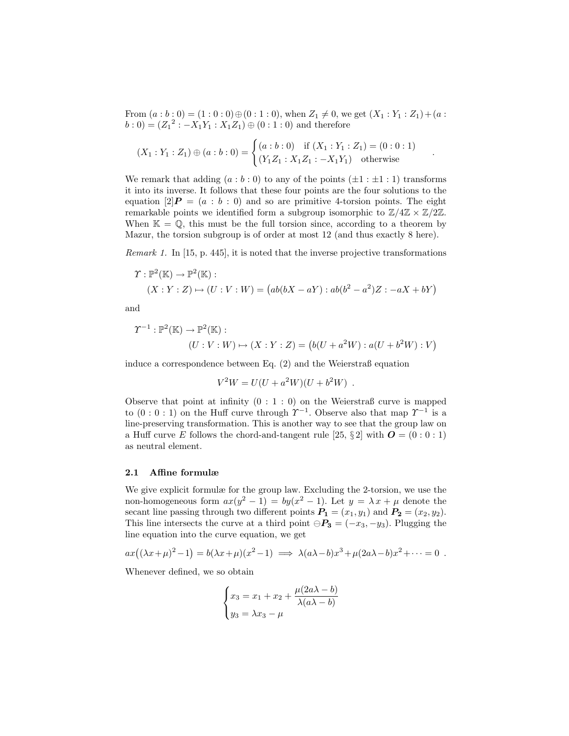From $(a:b:0) = (1:0:0) \oplus (0:1:0)$, when $Z_1 \neq 0$, we get $(X_1 : Y_1 : Z_1) + (a : b : 0) = ({Z_1}^2 : -X_1Y_1 : X_1Z_1) \oplus (0:1:0)$ and therefore

$$(X_1 : Y_1 : Z_1) \oplus (a:b:0) = \begin{cases} (a:b:0) & \text{if } (X_1:Y_1:Z_1) = (0:0:1) \\ (Y_1Z_1 : X_1Z_1 : -X_1Y_1) & \text{otherwise} \end{cases} \quad .$$

We remark that adding $(a:b:0)$ to any of the points $(\pm 1 : \pm 1 : 1)$ transforms it into its inverse. It follows that these four points are the four solutions to the equation $[2]\boldsymbol{P} = (a:b:0)$ and so are primitive 4-torsion points. The eight remarkable points we identified form a subgroup isomorphic to $\mathbb{Z}/4\mathbb{Z} \times \mathbb{Z}/2\mathbb{Z}$. When $\mathbb{K} = \mathbb{Q}$, this must be the full torsion since, according to a theorem by Mazur, the torsion subgroup is of order at most 12 (and thus exactly 8 here).

*Remark 1.* In [15, p. 445], it is noted that the inverse projective transformations

$$\Upsilon : \mathbb{P}^2(\mathbb{K}) \to \mathbb{P}^2(\mathbb{K}) :$$
$$(X:Y:Z) \mapsto (U:V:W) = \big(ab(bX - aY) : ab(b^2 - a^2)Z : -aX + bY\big)$$

and

$$\Upsilon^{-1} : \mathbb{P}^2(\mathbb{K}) \to \mathbb{P}^2(\mathbb{K}) :$$
$$(U:V:W) \mapsto (X:Y:Z) = \big(b(U + a^2W) : a(U + b^2W) : V\big)$$

induce a correspondence between Eq. (2) and the Weierstraß equation

$$V^2W = U(U + a^2W)(U + b^2W) \ .$$

Observe that point at infinity $(0:1:0)$ on the Weierstraß curve is mapped to $(0:0:1)$ on the Huff curve through $\Upsilon^{-1}$. Observe also that map $\Upsilon^{-1}$ is a line-preserving transformation. This is another way to see that the group law on a Huff curve $E$ follows the chord-and-tangent rule [25, § 2] with $\boldsymbol{O} = (0:0:1)$ as neutral element.

### 2.1 Affine formulæ

We give explicit formulæ for the group law. Excluding the 2-torsion, we use the non-homogeneous form $ax(y^2 - 1) = by(x^2 - 1)$. Let $y = \lambda x + \mu$ denote the secant line passing through two different points $\boldsymbol{P_1} = (x_1, y_1)$ and $\boldsymbol{P_2} = (x_2, y_2)$. This line intersects the curve at a third point $\ominus\boldsymbol{P_3} = (-x_3, -y_3)$. Plugging the line equation into the curve equation, we get

$$ax\big((\lambda x + \mu)^2 - 1\big) = b(\lambda x + \mu)(x^2 - 1) \implies \lambda(a\lambda - b)x^3 + \mu(2a\lambda - b)x^2 + \cdots = 0 \ .$$

Whenever defined, we so obtain

$$\begin{cases} x_3 = x_1 + x_2 + \dfrac{\mu(2a\lambda - b)}{\lambda(a\lambda - b)} \\ y_3 = \lambda x_3 - \mu \end{cases}$$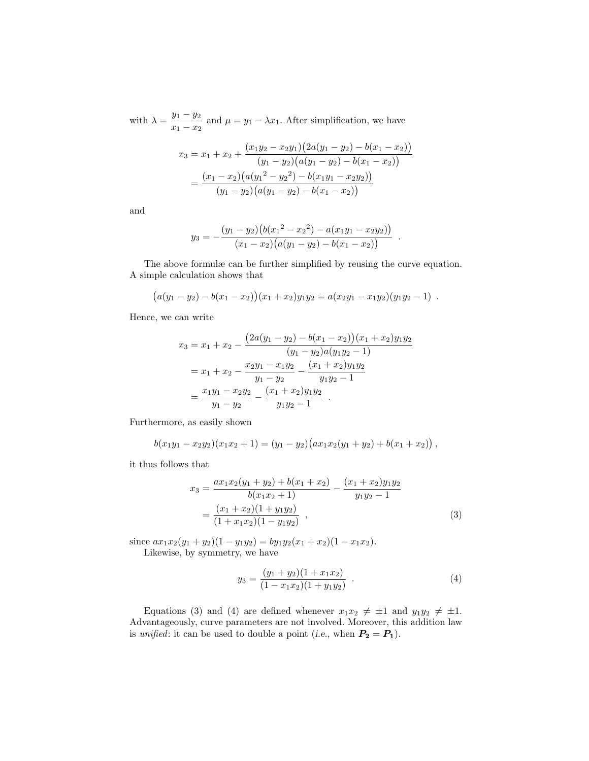with $\lambda = \dfrac{y_1 - y_2}{x_1 - x_2}$ and $\mu = y_1 - \lambda x_1$. After simplification, we have

$$
\begin{aligned}
x_3 &= x_1 + x_2 + \frac{(x_1y_2 - x_2y_1)\big(2a(y_1 - y_2) - b(x_1 - x_2)\big)}{(y_1 - y_2)\big(a(y_1 - y_2) - b(x_1 - x_2)\big)} \\
&= \frac{(x_1 - x_2)\big(a({y_1}^2 - {y_2}^2) - b(x_1y_1 - x_2y_2)\big)}{(y_1 - y_2)\big(a(y_1 - y_2) - b(x_1 - x_2)\big)}
\end{aligned}
$$

and

$$
y_3 = -\frac{(y_1 - y_2)\big(b({x_1}^2 - {x_2}^2) - a(x_1y_1 - x_2y_2)\big)}{(x_1 - x_2)\big(a(y_1 - y_2) - b(x_1 - x_2)\big)} \enspace .
$$

The above formulæ can be further simplified by reusing the curve equation. A simple calculation shows that

$$
\big(a(y_1 - y_2) - b(x_1 - x_2)\big)(x_1 + x_2)y_1y_2 = a(x_2y_1 - x_1y_2)(y_1y_2 - 1) \enspace .
$$

Hence, we can write

$$
\begin{aligned}
x_3 &= x_1 + x_2 - \frac{\big(2a(y_1 - y_2) - b(x_1 - x_2)\big)(x_1 + x_2)y_1y_2}{(y_1 - y_2)a(y_1y_2 - 1)} \\
&= x_1 + x_2 - \frac{x_2y_1 - x_1y_2}{y_1 - y_2} - \frac{(x_1 + x_2)y_1y_2}{y_1y_2 - 1} \\
&= \frac{x_1y_1 - x_2y_2}{y_1 - y_2} - \frac{(x_1 + x_2)y_1y_2}{y_1y_2 - 1} \enspace .
\end{aligned}
$$

Furthermore, as easily shown

$$
b(x_1y_1 - x_2y_2)(x_1x_2 + 1) = (y_1 - y_2)\big(ax_1x_2(y_1 + y_2) + b(x_1 + x_2)\big) \, ,
$$

it thus follows that

$$
\begin{aligned}
x_3 &= \frac{ax_1x_2(y_1 + y_2) + b(x_1 + x_2)}{b(x_1x_2 + 1)} - \frac{(x_1 + x_2)y_1y_2}{y_1y_2 - 1} \\
&= \frac{(x_1 + x_2)(1 + y_1y_2)}{(1 + x_1x_2)(1 - y_1y_2)} \enspace , \qquad (3)
\end{aligned}
$$

since $ax_1x_2(y_1 + y_2)(1 - y_1y_2) = by_1y_2(x_1 + x_2)(1 - x_1x_2)$.

Likewise, by symmetry, we have

$$
y_3 = \frac{(y_1 + y_2)(1 + x_1x_2)}{(1 - x_1x_2)(1 + y_1y_2)} \enspace . \qquad (4)
$$

Equations (3) and (4) are defined whenever $x_1x_2 \neq \pm 1$ and $y_1y_2 \neq \pm 1$. Advantageously, curve parameters are not involved. Moreover, this addition law is *unified*: it can be used to double a point (*i.e.*, when $\boldsymbol{P_2} = \boldsymbol{P_1}$).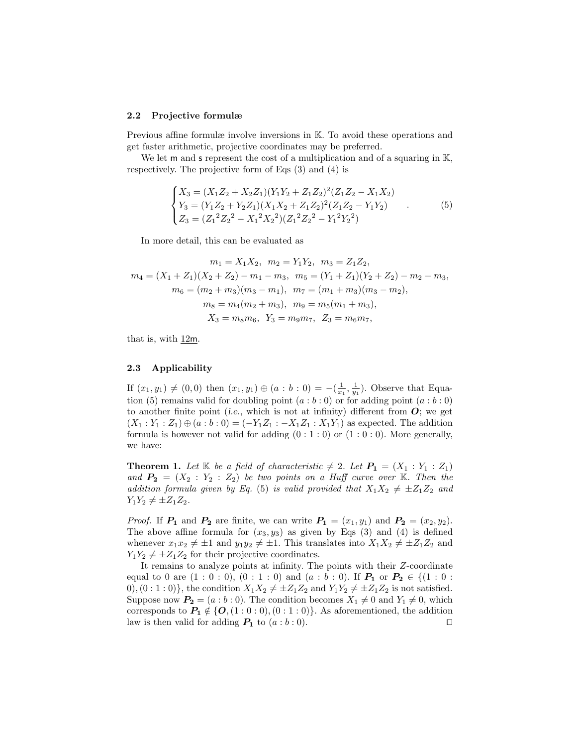### 2.2 Projective formulæ

Previous affine formulæ involve inversions in $\mathbb{K}$. To avoid these operations and get faster arithmetic, projective coordinates may be preferred.

We let $\mathsf{m}$ and $\mathsf{s}$ represent the cost of a multiplication and of a squaring in $\mathbb{K}$, respectively. The projective form of Eqs (3) and (4) is

$$\begin{cases} X_3 = (X_1Z_2 + X_2Z_1)(Y_1Y_2 + Z_1Z_2)^2(Z_1Z_2 - X_1X_2) \\ Y_3 = (Y_1Z_2 + Y_2Z_1)(X_1X_2 + Z_1Z_2)^2(Z_1Z_2 - Y_1Y_2) \\ Z_3 = ({Z_1}^2{Z_2}^2 - {X_1}^2{X_2}^2)({Z_1}^2{Z_2}^2 - {Y_1}^2{Y_2}^2) \end{cases} . \tag{5}$$

In more detail, this can be evaluated as

$$m_1 = X_1X_2, \;\; m_2 = Y_1Y_2, \;\; m_3 = Z_1Z_2,$$
$$m_4 = (X_1 + Z_1)(X_2 + Z_2) - m_1 - m_3, \;\; m_5 = (Y_1 + Z_1)(Y_2 + Z_2) - m_2 - m_3,$$
$$m_6 = (m_2 + m_3)(m_3 - m_1), \;\; m_7 = (m_1 + m_3)(m_3 - m_2),$$
$$m_8 = m_4(m_2 + m_3), \;\; m_9 = m_5(m_1 + m_3),$$
$$X_3 = m_8m_6, \;\; Y_3 = m_9m_7, \;\; Z_3 = m_6m_7,$$

that is, with $\underline{12\mathsf{m}}$.

### 2.3 Applicability

If $(x_1, y_1) \neq (0, 0)$ then $(x_1, y_1) \oplus (a : b : 0) = -(\frac{1}{x_1}, \frac{1}{y_1})$. Observe that Equation (5) remains valid for doubling point $(a : b : 0)$ or for adding point $(a : b : 0)$ to another finite point (*i.e.*, which is not at infinity) different from $\boldsymbol{O}$; we get $(X_1 : Y_1 : Z_1) \oplus (a : b : 0) = (-Y_1Z_1 : -X_1Z_1 : X_1Y_1)$ as expected. The addition formula is however not valid for adding $(0 : 1 : 0)$ or $(1 : 0 : 0)$. More generally, we have:

**Theorem 1.** *Let $\mathbb{K}$ be a field of characteristic $\neq 2$. Let $\boldsymbol{P_1} = (X_1 : Y_1 : Z_1)$ and $\boldsymbol{P_2} = (X_2 : Y_2 : Z_2)$ be two points on a Huff curve over $\mathbb{K}$. Then the addition formula given by Eq. (5) is valid provided that $X_1X_2 \neq \pm Z_1Z_2$ and $Y_1Y_2 \neq \pm Z_1Z_2$.*

*Proof.* If $\boldsymbol{P_1}$ and $\boldsymbol{P_2}$ are finite, we can write $\boldsymbol{P_1} = (x_1, y_1)$ and $\boldsymbol{P_2} = (x_2, y_2)$. The above affine formula for $(x_3, y_3)$ as given by Eqs (3) and (4) is defined whenever $x_1x_2 \neq \pm 1$ and $y_1y_2 \neq \pm 1$. This translates into $X_1X_2 \neq \pm Z_1Z_2$ and $Y_1Y_2 \neq \pm Z_1Z_2$ for their projective coordinates.

It remains to analyze points at infinity. The points with their $Z$-coordinate equal to 0 are $(1 : 0 : 0)$, $(0 : 1 : 0)$ and $(a : b : 0)$. If $\boldsymbol{P_1}$ or $\boldsymbol{P_2} \in \{(1 : 0 : 0), (0 : 1 : 0)\}$, the condition $X_1X_2 \neq \pm Z_1Z_2$ and $Y_1Y_2 \neq \pm Z_1Z_2$ is not satisfied. Suppose now $\boldsymbol{P_2} = (a : b : 0)$. The condition becomes $X_1 \neq 0$ and $Y_1 \neq 0$, which corresponds to $\boldsymbol{P_1} \notin \{\boldsymbol{O}, (1 : 0 : 0), (0 : 1 : 0)\}$. As aforementioned, the addition law is then valid for adding $\boldsymbol{P_1}$ to $(a : b : 0)$. ◻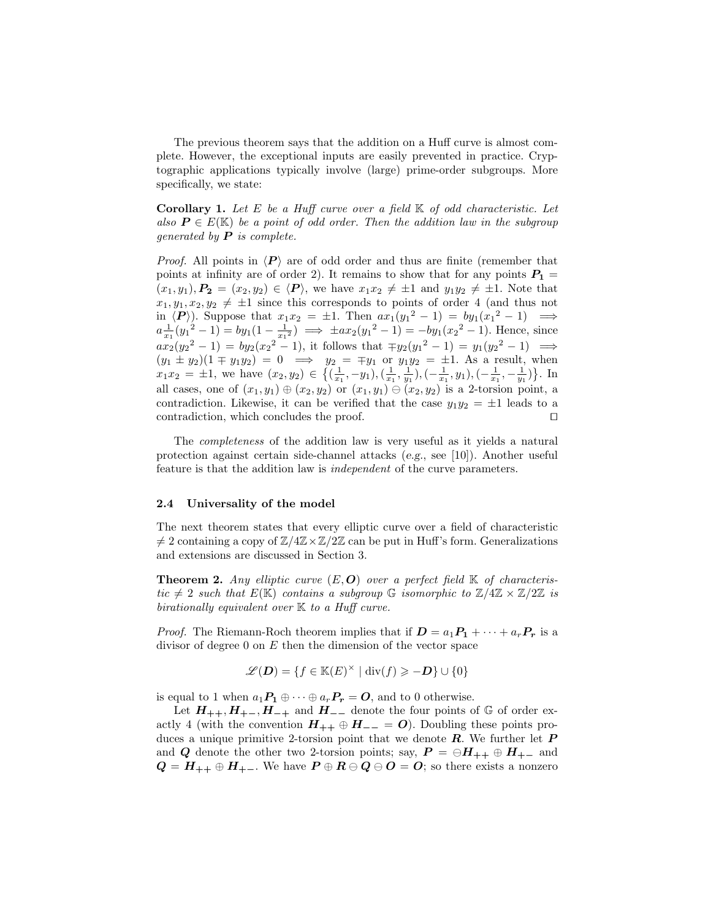The previous theorem says that the addition on a Huff curve is almost complete. However, the exceptional inputs are easily prevented in practice. Cryptographic applications typically involve (large) prime-order subgroups. More specifically, we state:

**Corollary 1.** *Let $E$ be a Huff curve over a field $\mathbb{K}$ of odd characteristic. Let also $\boldsymbol{P} \in E(\mathbb{K})$ be a point of odd order. Then the addition law in the subgroup generated by $\boldsymbol{P}$ is complete.*

*Proof.* All points in $\langle \boldsymbol{P} \rangle$ are of odd order and thus are finite (remember that points at infinity are of order 2). It remains to show that for any points $\boldsymbol{P_1} = (x_1, y_1), \boldsymbol{P_2} = (x_2, y_2) \in \langle \boldsymbol{P} \rangle$, we have $x_1 x_2 \neq \pm 1$ and $y_1 y_2 \neq \pm 1$. Note that $x_1, y_1, x_2, y_2 \neq \pm 1$ since this corresponds to points of order 4 (and thus not in $\langle \boldsymbol{P} \rangle$). Suppose that $x_1 x_2 = \pm 1$. Then $a x_1 ({y_1}^2 - 1) = b y_1 ({x_1}^2 - 1) \implies a \frac{1}{x_1} ({y_1}^2 - 1) = b y_1 (1 - \frac{1}{{x_1}^2}) \implies \pm a x_2 ({y_1}^2 - 1) = -b y_1 ({x_2}^2 - 1)$. Hence, since $a x_2 ({y_2}^2 - 1) = b y_2 ({x_2}^2 - 1)$, it follows that $\mp y_2 ({y_1}^2 - 1) = y_1 ({y_2}^2 - 1) \implies (y_1 \pm y_2)(1 \mp y_1 y_2) = 0 \implies y_2 = \mp y_1$ or $y_1 y_2 = \pm 1$. As a result, when $x_1 x_2 = \pm 1$, we have $(x_2, y_2) \in \big\{(\frac{1}{x_1}, -y_1), (\frac{1}{x_1}, \frac{1}{y_1}), (-\frac{1}{x_1}, y_1), (-\frac{1}{x_1}, -\frac{1}{y_1})\big\}$. In all cases, one of $(x_1, y_1) \oplus (x_2, y_2)$ or $(x_1, y_1) \ominus (x_2, y_2)$ is a 2-torsion point, a contradiction. Likewise, it can be verified that the case $y_1 y_2 = \pm 1$ leads to a contradiction, which concludes the proof. □

The *completeness* of the addition law is very useful as it yields a natural protection against certain side-channel attacks (*e.g.*, see [10]). Another useful feature is that the addition law is *independent* of the curve parameters.

### 2.4 Universality of the model

The next theorem states that every elliptic curve over a field of characteristic $\neq 2$ containing a copy of $\mathbb{Z}/4\mathbb{Z} \times \mathbb{Z}/2\mathbb{Z}$ can be put in Huff's form. Generalizations and extensions are discussed in Section 3.

**Theorem 2.** *Any elliptic curve $(E, \boldsymbol{O})$ over a perfect field $\mathbb{K}$ of characteristic $\neq 2$ such that $E(\mathbb{K})$ contains a subgroup $\mathbb{G}$ isomorphic to $\mathbb{Z}/4\mathbb{Z} \times \mathbb{Z}/2\mathbb{Z}$ is birationally equivalent over $\mathbb{K}$ to a Huff curve.*

*Proof.* The Riemann-Roch theorem implies that if $\boldsymbol{D} = a_1 \boldsymbol{P_1} + \cdots + a_r \boldsymbol{P_r}$ is a divisor of degree 0 on $E$ then the dimension of the vector space

$$\mathscr{L}(\boldsymbol{D}) = \{f \in \mathbb{K}(E)^\times \mid \mathrm{div}(f) \geqslant -\boldsymbol{D}\} \cup \{0\}$$

is equal to 1 when $a_1 \boldsymbol{P_1} \oplus \cdots \oplus a_r \boldsymbol{P_r} = \boldsymbol{O}$, and to 0 otherwise.

Let $\boldsymbol{H_{++}}, \boldsymbol{H_{+-}}, \boldsymbol{H_{-+}}$ and $\boldsymbol{H_{--}}$ denote the four points of $\mathbb{G}$ of order exactly 4 (with the convention $\boldsymbol{H_{++}} \oplus \boldsymbol{H_{--}} = \boldsymbol{O}$). Doubling these points produces a unique primitive 2-torsion point that we denote $\boldsymbol{R}$. We further let $\boldsymbol{P}$ and $\boldsymbol{Q}$ denote the other two 2-torsion points; say, $\boldsymbol{P} = \ominus \boldsymbol{H_{++}} \oplus \boldsymbol{H_{+-}}$ and $\boldsymbol{Q} = \boldsymbol{H_{++}} \oplus \boldsymbol{H_{+-}}$. We have $\boldsymbol{P} \oplus \boldsymbol{R} \ominus \boldsymbol{Q} \ominus \boldsymbol{O} = \boldsymbol{O}$; so there exists a nonzero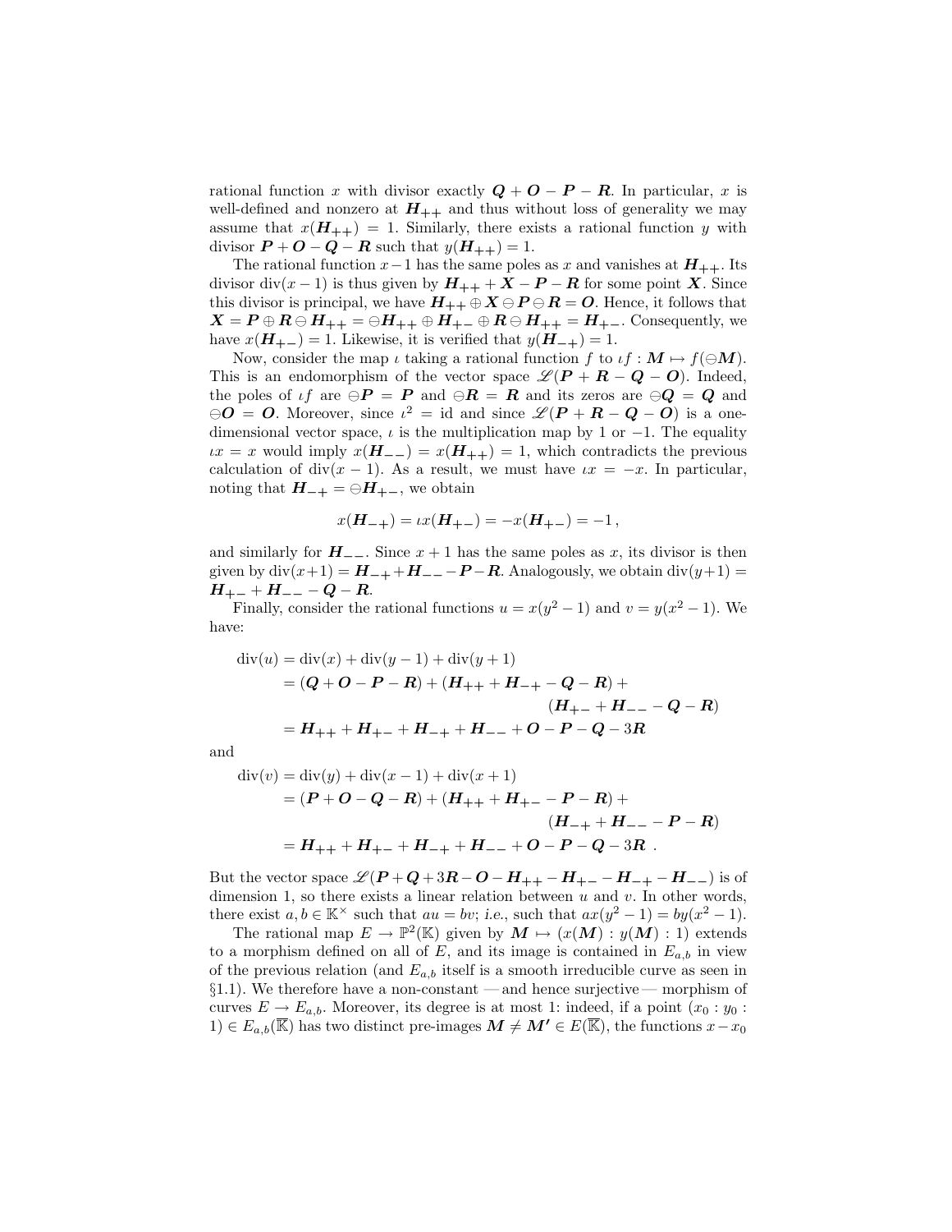rational function $x$ with divisor exactly $\boldsymbol{Q} + \boldsymbol{O} - \boldsymbol{P} - \boldsymbol{R}$. In particular, $x$ is well-defined and nonzero at $\boldsymbol{H}_{++}$ and thus without loss of generality we may assume that $x(\boldsymbol{H}_{++}) = 1$. Similarly, there exists a rational function $y$ with divisor $\boldsymbol{P} + \boldsymbol{O} - \boldsymbol{Q} - \boldsymbol{R}$ such that $y(\boldsymbol{H}_{++}) = 1$.

The rational function $x - 1$ has the same poles as $x$ and vanishes at $\boldsymbol{H}_{++}$. Its divisor $\operatorname{div}(x-1)$ is thus given by $\boldsymbol{H}_{++} + \boldsymbol{X} - \boldsymbol{P} - \boldsymbol{R}$ for some point $\boldsymbol{X}$. Since this divisor is principal, we have $\boldsymbol{H}_{++} \oplus \boldsymbol{X} \ominus \boldsymbol{P} \ominus \boldsymbol{R} = \boldsymbol{O}$. Hence, it follows that $\boldsymbol{X} = \boldsymbol{P} \oplus \boldsymbol{R} \ominus \boldsymbol{H}_{++} = \ominus \boldsymbol{H}_{++} \oplus \boldsymbol{H}_{+-} \oplus \boldsymbol{R} \ominus \boldsymbol{H}_{++} = \boldsymbol{H}_{+-}$. Consequently, we have $x(\boldsymbol{H}_{+-}) = 1$. Likewise, it is verified that $y(\boldsymbol{H}_{-+}) = 1$.

Now, consider the map $\iota$ taking a rational function $f$ to $\iota f : \boldsymbol{M} \mapsto f(\ominus \boldsymbol{M})$. This is an endomorphism of the vector space $\mathscr{L}(\boldsymbol{P} + \boldsymbol{R} - \boldsymbol{Q} - \boldsymbol{O})$. Indeed, the poles of $\iota f$ are $\ominus \boldsymbol{P} = \boldsymbol{P}$ and $\ominus \boldsymbol{R} = \boldsymbol{R}$ and its zeros are $\ominus \boldsymbol{Q} = \boldsymbol{Q}$ and $\ominus \boldsymbol{O} = \boldsymbol{O}$. Moreover, since $\iota^2 = \mathrm{id}$ and since $\mathscr{L}(\boldsymbol{P} + \boldsymbol{R} - \boldsymbol{Q} - \boldsymbol{O})$ is a one-dimensional vector space, $\iota$ is the multiplication map by 1 or $-1$. The equality $\iota x = x$ would imply $x(\boldsymbol{H}_{--}) = x(\boldsymbol{H}_{++}) = 1$, which contradicts the previous calculation of $\operatorname{div}(x-1)$. As a result, we must have $\iota x = -x$. In particular, noting that $\boldsymbol{H}_{-+} = \ominus \boldsymbol{H}_{+-}$, we obtain

$$x(\boldsymbol{H}_{-+}) = \iota x(\boldsymbol{H}_{+-}) = -x(\boldsymbol{H}_{+-}) = -1\,,$$

and similarly for $\boldsymbol{H}_{--}$. Since $x+1$ has the same poles as $x$, its divisor is then given by $\operatorname{div}(x+1) = \boldsymbol{H}_{-+} + \boldsymbol{H}_{--} - \boldsymbol{P} - \boldsymbol{R}$. Analogously, we obtain $\operatorname{div}(y+1) = \boldsymbol{H}_{+-} + \boldsymbol{H}_{--} - \boldsymbol{Q} - \boldsymbol{R}$.

Finally, consider the rational functions $u = x(y^2 - 1)$ and $v = y(x^2 - 1)$. We have:

$$\begin{aligned}
\operatorname{div}(u) &= \operatorname{div}(x) + \operatorname{div}(y-1) + \operatorname{div}(y+1) \\
&= (\boldsymbol{Q} + \boldsymbol{O} - \boldsymbol{P} - \boldsymbol{R}) + (\boldsymbol{H}_{++} + \boldsymbol{H}_{-+} - \boldsymbol{Q} - \boldsymbol{R}) + \\
&\qquad\qquad\qquad\qquad (\boldsymbol{H}_{+-} + \boldsymbol{H}_{--} - \boldsymbol{Q} - \boldsymbol{R}) \\
&= \boldsymbol{H}_{++} + \boldsymbol{H}_{+-} + \boldsymbol{H}_{-+} + \boldsymbol{H}_{--} + \boldsymbol{O} - \boldsymbol{P} - \boldsymbol{Q} - 3\boldsymbol{R}
\end{aligned}$$

and

$$\begin{aligned}
\operatorname{div}(v) &= \operatorname{div}(y) + \operatorname{div}(x-1) + \operatorname{div}(x+1) \\
&= (\boldsymbol{P} + \boldsymbol{O} - \boldsymbol{Q} - \boldsymbol{R}) + (\boldsymbol{H}_{++} + \boldsymbol{H}_{+-} - \boldsymbol{P} - \boldsymbol{R}) + \\
&\qquad\qquad\qquad\qquad (\boldsymbol{H}_{-+} + \boldsymbol{H}_{--} - \boldsymbol{P} - \boldsymbol{R}) \\
&= \boldsymbol{H}_{++} + \boldsymbol{H}_{+-} + \boldsymbol{H}_{-+} + \boldsymbol{H}_{--} + \boldsymbol{O} - \boldsymbol{P} - \boldsymbol{Q} - 3\boldsymbol{R}\ .
\end{aligned}$$

But the vector space $\mathscr{L}(\boldsymbol{P} + \boldsymbol{Q} + 3\boldsymbol{R} - \boldsymbol{O} - \boldsymbol{H}_{++} - \boldsymbol{H}_{+-} - \boldsymbol{H}_{-+} - \boldsymbol{H}_{--})$ is of dimension 1, so there exists a linear relation between $u$ and $v$. In other words, there exist $a, b \in \mathbb{K}^\times$ such that $au = bv$; i.e., such that $ax(y^2 - 1) = by(x^2 - 1)$.

The rational map $E \to \mathbb{P}^2(\mathbb{K})$ given by $\boldsymbol{M} \mapsto (x(\boldsymbol{M}) : y(\boldsymbol{M}) : 1)$ extends to a morphism defined on all of $E$, and its image is contained in $E_{a,b}$ in view of the previous relation (and $E_{a,b}$ itself is a smooth irreducible curve as seen in §1.1). We therefore have a non-constant — and hence surjective — morphism of curves $E \to E_{a,b}$. Moreover, its degree is at most 1: indeed, if a point $(x_0 : y_0 : 1) \in E_{a,b}(\overline{\mathbb{K}})$ has two distinct pre-images $\boldsymbol{M} \neq \boldsymbol{M'} \in E(\overline{\mathbb{K}})$, the functions $x - x_0$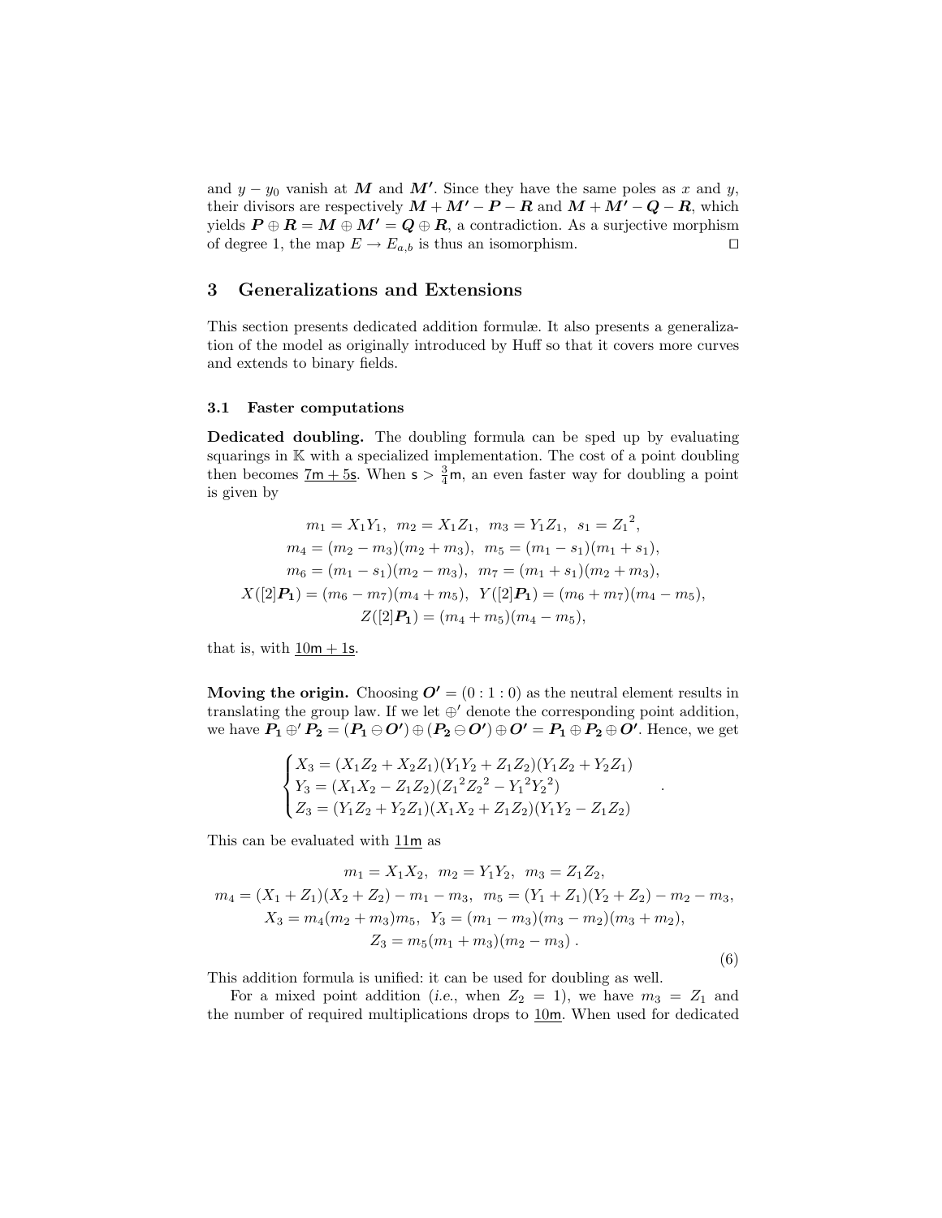and $y - y_0$ vanish at $\boldsymbol{M}$ and $\boldsymbol{M'}$. Since they have the same poles as $x$ and $y$, their divisors are respectively $\boldsymbol{M} + \boldsymbol{M'} - \boldsymbol{P} - \boldsymbol{R}$ and $\boldsymbol{M} + \boldsymbol{M'} - \boldsymbol{Q} - \boldsymbol{R}$, which yields $\boldsymbol{P} \oplus \boldsymbol{R} = \boldsymbol{M} \oplus \boldsymbol{M'} = \boldsymbol{Q} \oplus \boldsymbol{R}$, a contradiction. As a surjective morphism of degree 1, the map $E \to E_{a,b}$ is thus an isomorphism. ◻

## 3 Generalizations and Extensions

This section presents dedicated addition formulæ. It also presents a generalization of the model as originally introduced by Huff so that it covers more curves and extends to binary fields.

### 3.1 Faster computations

**Dedicated doubling.** The doubling formula can be sped up by evaluating squarings in $\mathbb{K}$ with a specialized implementation. The cost of a point doubling then becomes $\underline{7\mathsf{m} + 5\mathsf{s}}$. When $\mathsf{s} > \frac{3}{4}\mathsf{m}$, an even faster way for doubling a point is given by

$$
\begin{gathered}
m_1 = X_1Y_1,\;\; m_2 = X_1Z_1,\;\; m_3 = Y_1Z_1,\;\; s_1 = {Z_1}^2,\\
m_4 = (m_2 - m_3)(m_2 + m_3),\;\; m_5 = (m_1 - s_1)(m_1 + s_1),\\
m_6 = (m_1 - s_1)(m_2 - m_3),\;\; m_7 = (m_1 + s_1)(m_2 + m_3),\\
X([2]\boldsymbol{P_1}) = (m_6 - m_7)(m_4 + m_5),\;\; Y([2]\boldsymbol{P_1}) = (m_6 + m_7)(m_4 - m_5),\\
Z([2]\boldsymbol{P_1}) = (m_4 + m_5)(m_4 - m_5),
\end{gathered}
$$

that is, with $\underline{10\mathsf{m} + 1\mathsf{s}}$.

**Moving the origin.** Choosing $\boldsymbol{O'} = (0 : 1 : 0)$ as the neutral element results in translating the group law. If we let $\oplus'$ denote the corresponding point addition, we have $\boldsymbol{P_1} \oplus' \boldsymbol{P_2} = (\boldsymbol{P_1} \ominus \boldsymbol{O'}) \oplus (\boldsymbol{P_2} \ominus \boldsymbol{O'}) \oplus \boldsymbol{O'} = \boldsymbol{P_1} \oplus \boldsymbol{P_2} \oplus \boldsymbol{O'}$. Hence, we get

$$
\begin{cases}
X_3 = (X_1Z_2 + X_2Z_1)(Y_1Y_2 + Z_1Z_2)(Y_1Z_2 + Y_2Z_1)\\
Y_3 = (X_1X_2 - Z_1Z_2)({Z_1}^2{Z_2}^2 - {Y_1}^2{Y_2}^2)\\
Z_3 = (Y_1Z_2 + Y_2Z_1)(X_1X_2 + Z_1Z_2)(Y_1Y_2 - Z_1Z_2)
\end{cases}
.
$$

This can be evaluated with $\underline{11\mathsf{m}}$ as

$$
\begin{gathered}
m_1 = X_1X_2,\;\; m_2 = Y_1Y_2,\;\; m_3 = Z_1Z_2,\\
m_4 = (X_1 + Z_1)(X_2 + Z_2) - m_1 - m_3,\;\; m_5 = (Y_1 + Z_1)(Y_2 + Z_2) - m_2 - m_3,\\
X_3 = m_4(m_2 + m_3)m_5,\;\; Y_3 = (m_1 - m_3)(m_3 - m_2)(m_3 + m_2),\\
Z_3 = m_5(m_1 + m_3)(m_2 - m_3)\,.
\end{gathered} \tag{6}
$$

This addition formula is unified: it can be used for doubling as well.

For a mixed point addition (*i.e.*, when $Z_2 = 1$), we have $m_3 = Z_1$ and the number of required multiplications drops to $\underline{10\mathsf{m}}$. When used for dedicated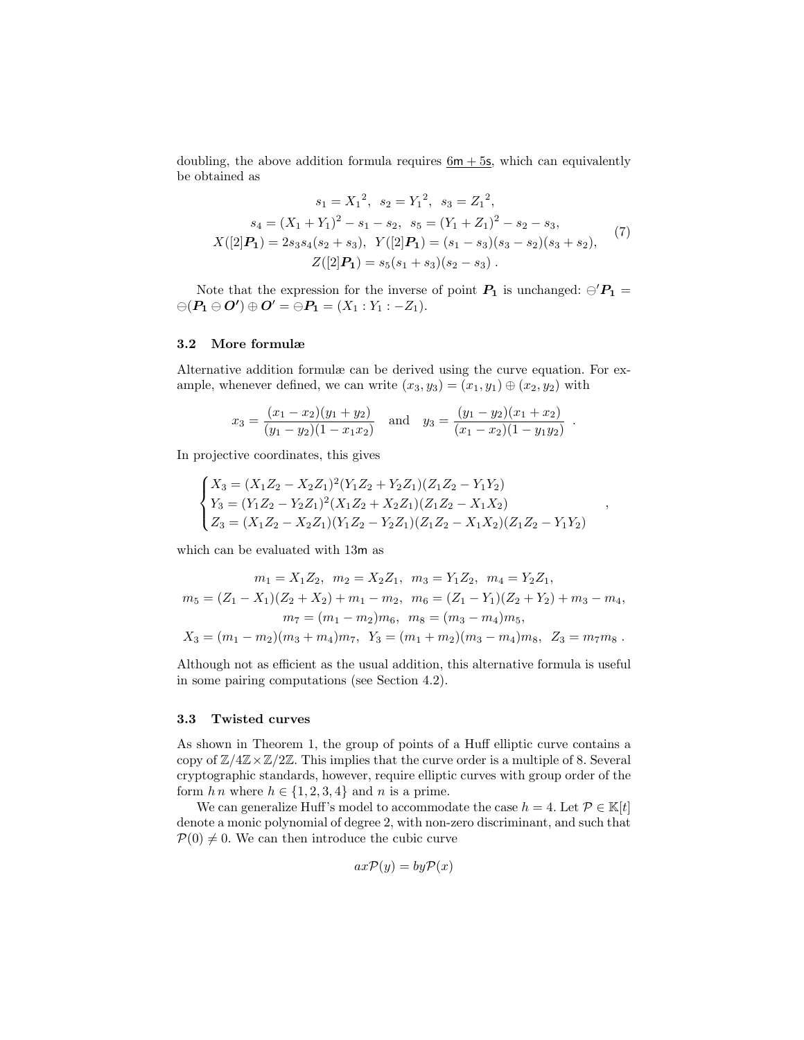doubling, the above addition formula requires $\underline{6\mathsf{m} + 5\mathsf{s}}$, which can equivalently be obtained as

$$
\begin{gathered}
s_1 = {X_1}^2,\ \ s_2 = {Y_1}^2,\ \ s_3 = {Z_1}^2, \\
s_4 = (X_1 + Y_1)^2 - s_1 - s_2,\ \ s_5 = (Y_1 + Z_1)^2 - s_2 - s_3, \\
X([2]\boldsymbol{P_1}) = 2s_3 s_4 (s_2 + s_3),\ \ Y([2]\boldsymbol{P_1}) = (s_1 - s_3)(s_3 - s_2)(s_3 + s_2), \\
Z([2]\boldsymbol{P_1}) = s_5 (s_1 + s_3)(s_2 - s_3)\ .
\end{gathered}
\tag{7}
$$

Note that the expression for the inverse of point $\boldsymbol{P_1}$ is unchanged: $\ominus' \boldsymbol{P_1} = \ominus(\boldsymbol{P_1} \ominus \boldsymbol{O'}) \oplus \boldsymbol{O'} = \ominus \boldsymbol{P_1} = (X_1 : Y_1 : -Z_1)$.

### 3.2 More formulæ

Alternative addition formulæ can be derived using the curve equation. For example, whenever defined, we can write $(x_3, y_3) = (x_1, y_1) \oplus (x_2, y_2)$ with

$$
x_3 = \frac{(x_1 - x_2)(y_1 + y_2)}{(y_1 - y_2)(1 - x_1 x_2)} \quad \text{and} \quad y_3 = \frac{(y_1 - y_2)(x_1 + x_2)}{(x_1 - x_2)(1 - y_1 y_2)}\ .
$$

In projective coordinates, this gives

$$
\begin{cases}
X_3 = (X_1 Z_2 - X_2 Z_1)^2 (Y_1 Z_2 + Y_2 Z_1)(Z_1 Z_2 - Y_1 Y_2) \\
Y_3 = (Y_1 Z_2 - Y_2 Z_1)^2 (X_1 Z_2 + X_2 Z_1)(Z_1 Z_2 - X_1 X_2) \\
Z_3 = (X_1 Z_2 - X_2 Z_1)(Y_1 Z_2 - Y_2 Z_1)(Z_1 Z_2 - X_1 X_2)(Z_1 Z_2 - Y_1 Y_2)
\end{cases},
$$

which can be evaluated with $13\mathsf{m}$ as

$$
\begin{gathered}
m_1 = X_1 Z_2,\ \ m_2 = X_2 Z_1,\ \ m_3 = Y_1 Z_2,\ \ m_4 = Y_2 Z_1, \\
m_5 = (Z_1 - X_1)(Z_2 + X_2) + m_1 - m_2,\ \ m_6 = (Z_1 - Y_1)(Z_2 + Y_2) + m_3 - m_4, \\
m_7 = (m_1 - m_2) m_6,\ \ m_8 = (m_3 - m_4) m_5, \\
X_3 = (m_1 - m_2)(m_3 + m_4) m_7,\ \ Y_3 = (m_1 + m_2)(m_3 - m_4) m_8,\ \ Z_3 = m_7 m_8\ .
\end{gathered}
$$

Although not as efficient as the usual addition, this alternative formula is useful in some pairing computations (see Section 4.2).

### 3.3 Twisted curves

As shown in Theorem 1, the group of points of a Huff elliptic curve contains a copy of $\mathbb{Z}/4\mathbb{Z} \times \mathbb{Z}/2\mathbb{Z}$. This implies that the curve order is a multiple of 8. Several cryptographic standards, however, require elliptic curves with group order of the form $h\,n$ where $h \in \{1, 2, 3, 4\}$ and $n$ is a prime.

We can generalize Huff's model to accommodate the case $h = 4$. Let $\mathcal{P} \in \mathbb{K}[t]$ denote a monic polynomial of degree 2, with non-zero discriminant, and such that $\mathcal{P}(0) \neq 0$. We can then introduce the cubic curve

$$
ax\mathcal{P}(y) = by\mathcal{P}(x)
$$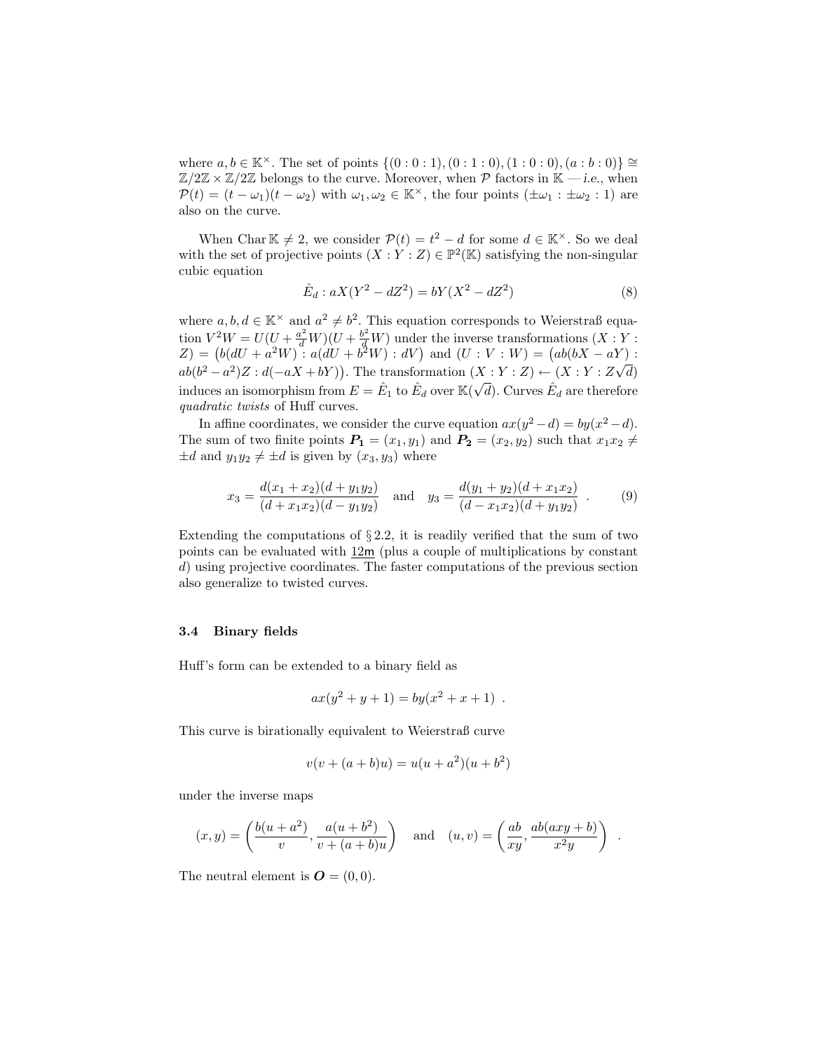where $a, b \in \mathbb{K}^\times$. The set of points $\{(0:0:1),(0:1:0),(1:0:0),(a:b:0)\} \cong \mathbb{Z}/2\mathbb{Z} \times \mathbb{Z}/2\mathbb{Z}$ belongs to the curve. Moreover, when $\mathcal{P}$ factors in $\mathbb{K}$ — *i.e.*, when $\mathcal{P}(t) = (t-\omega_1)(t-\omega_2)$ with $\omega_1, \omega_2 \in \mathbb{K}^\times$, the four points $(\pm\omega_1 : \pm\omega_2 : 1)$ are also on the curve.

When $\operatorname{Char} \mathbb{K} \neq 2$, we consider $\mathcal{P}(t) = t^2 - d$ for some $d \in \mathbb{K}^\times$. So we deal with the set of projective points $(X:Y:Z) \in \mathbb{P}^2(\mathbb{K})$ satisfying the non-singular cubic equation

$$\hat{E}_d : aX(Y^2 - dZ^2) = bY(X^2 - dZ^2) \tag{8}$$

where $a, b, d \in \mathbb{K}^\times$ and $a^2 \neq b^2$. This equation corresponds to Weierstraß equation $V^2W = U(U + \frac{a^2}{d}W)(U + \frac{b^2}{d}W)$ under the inverse transformations $(X:Y:Z) = \big(b(dU + a^2W) : a(dU + b^2W) : dV\big)$ and $(U:V:W) = \big(ab(bX - aY) : ab(b^2 - a^2)Z : d(-aX + bY)\big)$. The transformation $(X:Y:Z) \leftarrow (X:Y:Z\sqrt{d})$ induces an isomorphism from $E = \hat{E}_1$ to $\hat{E}_d$ over $\mathbb{K}(\sqrt{d})$. Curves $\hat{E}_d$ are therefore *quadratic twists* of Huff curves.

In affine coordinates, we consider the curve equation $ax(y^2 - d) = by(x^2 - d)$. The sum of two finite points $\boldsymbol{P_1} = (x_1, y_1)$ and $\boldsymbol{P_2} = (x_2, y_2)$ such that $x_1x_2 \neq \pm d$ and $y_1y_2 \neq \pm d$ is given by $(x_3, y_3)$ where

$$x_3 = \frac{d(x_1 + x_2)(d + y_1y_2)}{(d + x_1x_2)(d - y_1y_2)} \quad \text{and} \quad y_3 = \frac{d(y_1 + y_2)(d + x_1x_2)}{(d - x_1x_2)(d + y_1y_2)} \ . \tag{9}$$

Extending the computations of § 2.2, it is readily verified that the sum of two points can be evaluated with $\underline{12\mathsf{m}}$ (plus a couple of multiplications by constant $d$) using projective coordinates. The faster computations of the previous section also generalize to twisted curves.

### 3.4 Binary fields

Huff's form can be extended to a binary field as

$$ax(y^2 + y + 1) = by(x^2 + x + 1) \ .$$

This curve is birationally equivalent to Weierstraß curve

$$v(v + (a+b)u) = u(u + a^2)(u + b^2)$$

under the inverse maps

$$(x, y) = \left(\frac{b(u + a^2)}{v}, \frac{a(u + b^2)}{v + (a+b)u}\right) \quad \text{and} \quad (u, v) = \left(\frac{ab}{xy}, \frac{ab(axy + b)}{x^2y}\right) \ .$$

The neutral element is $\boldsymbol{O} = (0, 0)$.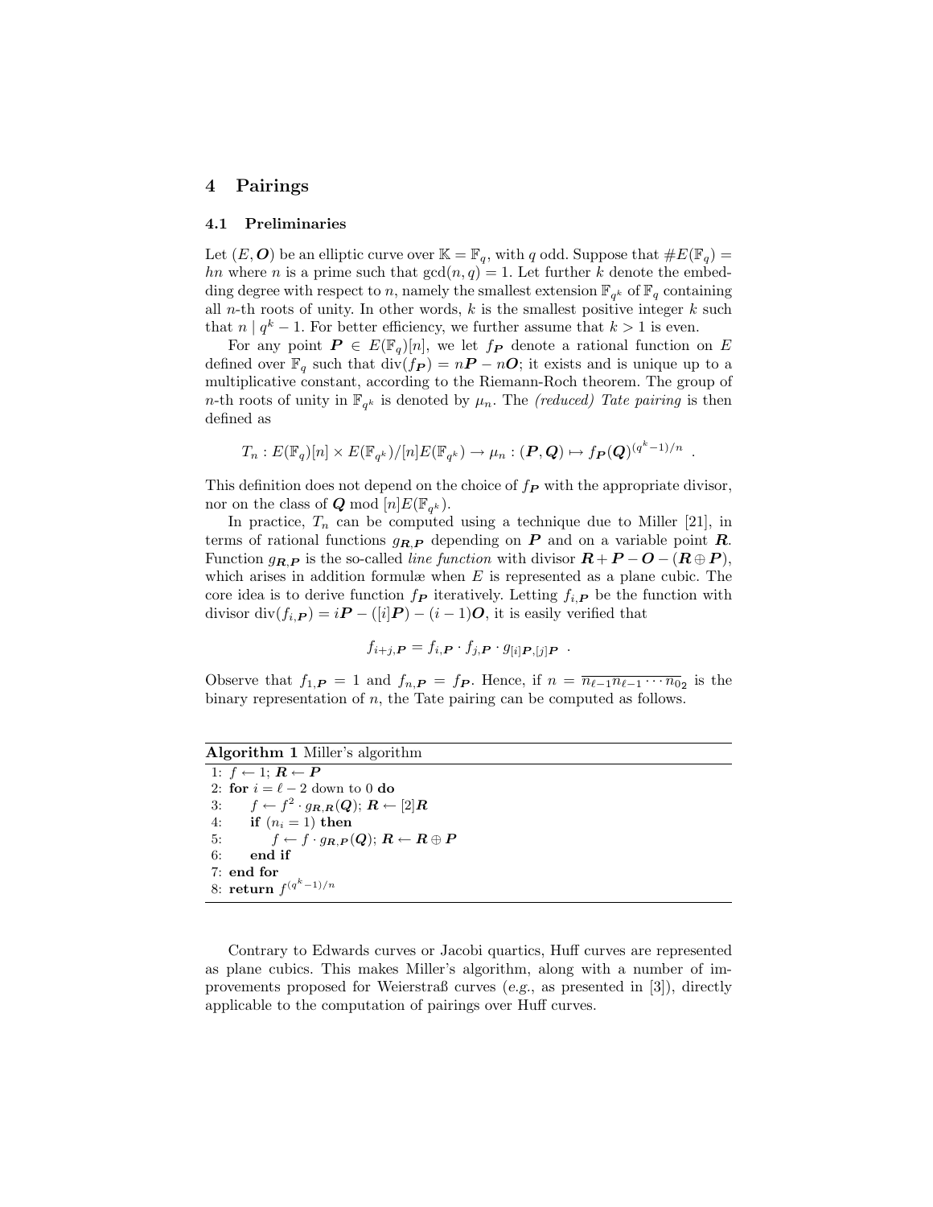## 4 Pairings

### 4.1 Preliminaries

Let $(E, \boldsymbol{O})$ be an elliptic curve over $\mathbb{K} = \mathbb{F}_q$, with $q$ odd. Suppose that $\#E(\mathbb{F}_q) = hn$ where $n$ is a prime such that $\gcd(n, q) = 1$. Let further $k$ denote the embedding degree with respect to $n$, namely the smallest extension $\mathbb{F}_{q^k}$ of $\mathbb{F}_q$ containing all $n$-th roots of unity. In other words, $k$ is the smallest positive integer $k$ such that $n \mid q^k - 1$. For better efficiency, we further assume that $k > 1$ is even.

For any point $\boldsymbol{P} \in E(\mathbb{F}_q)[n]$, we let $f_{\boldsymbol{P}}$ denote a rational function on $E$ defined over $\mathbb{F}_q$ such that $\mathrm{div}(f_{\boldsymbol{P}}) = n\boldsymbol{P} - n\boldsymbol{O}$; it exists and is unique up to a multiplicative constant, according to the Riemann-Roch theorem. The group of $n$-th roots of unity in $\mathbb{F}_{q^k}$ is denoted by $\mu_n$. The *(reduced) Tate pairing* is then defined as

$$T_n : E(\mathbb{F}_q)[n] \times E(\mathbb{F}_{q^k})/[n]E(\mathbb{F}_{q^k}) \to \mu_n : (\boldsymbol{P}, \boldsymbol{Q}) \mapsto f_{\boldsymbol{P}}(\boldsymbol{Q})^{(q^k-1)/n} \ .$$

This definition does not depend on the choice of $f_{\boldsymbol{P}}$ with the appropriate divisor, nor on the class of $\boldsymbol{Q} \bmod [n]E(\mathbb{F}_{q^k})$.

In practice, $T_n$ can be computed using a technique due to Miller [21], in terms of rational functions $g_{\boldsymbol{R},\boldsymbol{P}}$ depending on $\boldsymbol{P}$ and on a variable point $\boldsymbol{R}$. Function $g_{\boldsymbol{R},\boldsymbol{P}}$ is the so-called *line function* with divisor $\boldsymbol{R} + \boldsymbol{P} - \boldsymbol{O} - (\boldsymbol{R} \oplus \boldsymbol{P})$, which arises in addition formulæ when $E$ is represented as a plane cubic. The core idea is to derive function $f_{\boldsymbol{P}}$ iteratively. Letting $f_{i,\boldsymbol{P}}$ be the function with divisor $\mathrm{div}(f_{i,\boldsymbol{P}}) = i\boldsymbol{P} - ([i]\boldsymbol{P}) - (i-1)\boldsymbol{O}$, it is easily verified that

$$f_{i+j,\boldsymbol{P}} = f_{i,\boldsymbol{P}} \cdot f_{j,\boldsymbol{P}} \cdot g_{[i]\boldsymbol{P},[j]\boldsymbol{P}} \ .$$

Observe that $f_{1,\boldsymbol{P}} = 1$ and $f_{n,\boldsymbol{P}} = f_{\boldsymbol{P}}$. Hence, if $n = \overline{n_{\ell-1} n_{\ell-1} \cdots n_0}_2$ is the binary representation of $n$, the Tate pairing can be computed as follows.

**Algorithm 1** Miller's algorithm

```
1: f ← 1; R ← P
2: for i = ℓ − 2 down to 0 do
3:     f ← f^2 · g_{R,R}(Q); R ← [2]R
4:     if (n_i = 1) then
5:         f ← f · g_{R,P}(Q); R ← R ⊕ P
6:     end if
7: end for
8: return f^{(q^k − 1)/n}
```

Contrary to Edwards curves or Jacobi quartics, Huff curves are represented as plane cubics. This makes Miller's algorithm, along with a number of improvements proposed for Weierstraß curves (*e.g.*, as presented in [3]), directly applicable to the computation of pairings over Huff curves.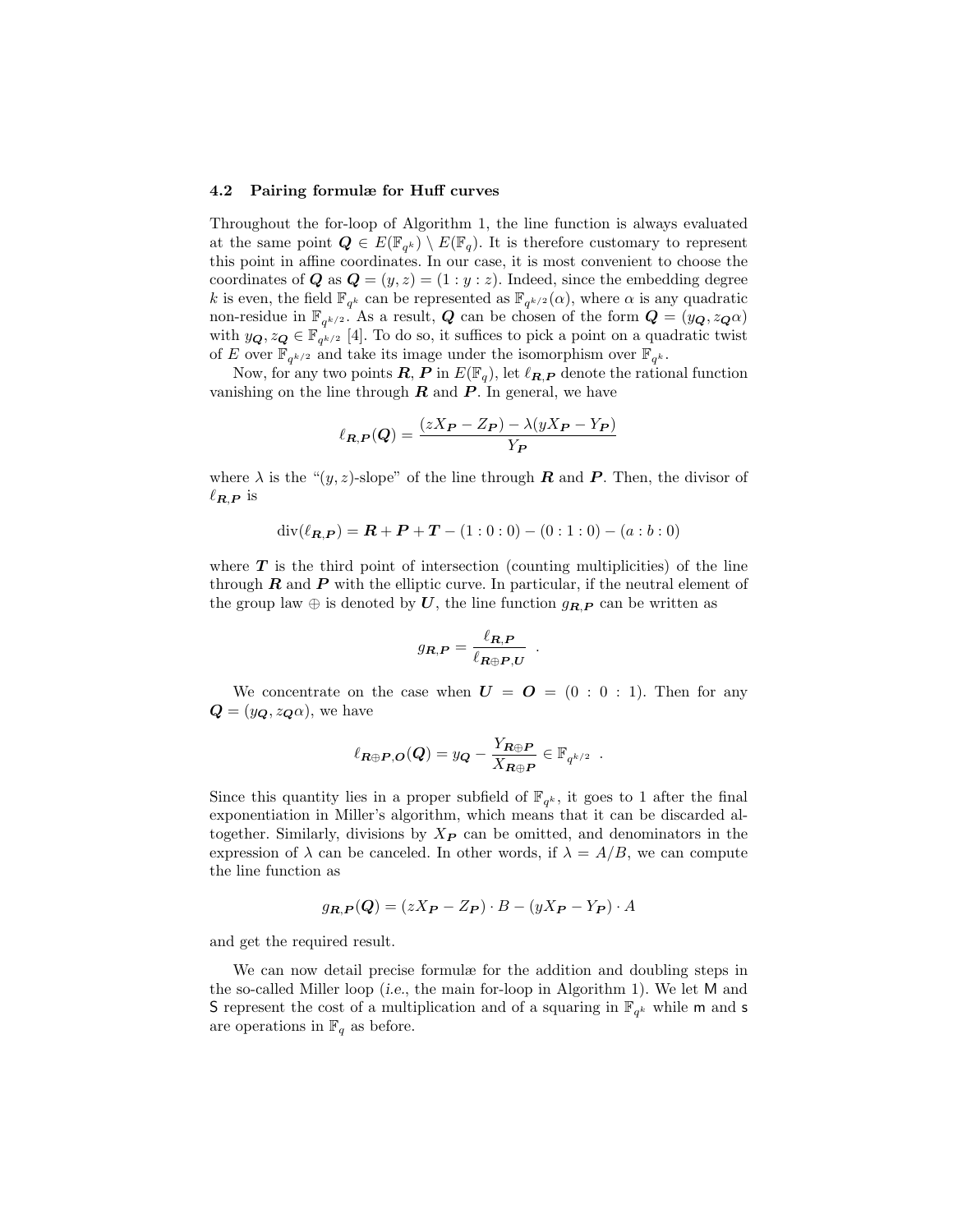### 4.2 Pairing formulæ for Huff curves

Throughout the for-loop of Algorithm 1, the line function is always evaluated at the same point $\boldsymbol{Q} \in E(\mathbb{F}_{q^k}) \setminus E(\mathbb{F}_q)$. It is therefore customary to represent this point in affine coordinates. In our case, it is most convenient to choose the coordinates of $\boldsymbol{Q}$ as $\boldsymbol{Q} = (y, z) = (1 : y : z)$. Indeed, since the embedding degree $k$ is even, the field $\mathbb{F}_{q^k}$ can be represented as $\mathbb{F}_{q^{k/2}}(\alpha)$, where $\alpha$ is any quadratic non-residue in $\mathbb{F}_{q^{k/2}}$. As a result, $\boldsymbol{Q}$ can be chosen of the form $\boldsymbol{Q} = (y_{\boldsymbol{Q}}, z_{\boldsymbol{Q}}\alpha)$ with $y_{\boldsymbol{Q}}, z_{\boldsymbol{Q}} \in \mathbb{F}_{q^{k/2}}$ [4]. To do so, it suffices to pick a point on a quadratic twist of $E$ over $\mathbb{F}_{q^{k/2}}$ and take its image under the isomorphism over $\mathbb{F}_{q^k}$.

Now, for any two points $\boldsymbol{R}$, $\boldsymbol{P}$ in $E(\mathbb{F}_q)$, let $\ell_{\boldsymbol{R},\boldsymbol{P}}$ denote the rational function vanishing on the line through $\boldsymbol{R}$ and $\boldsymbol{P}$. In general, we have

$$\ell_{\boldsymbol{R},\boldsymbol{P}}(\boldsymbol{Q}) = \frac{(zX_{\boldsymbol{P}} - Z_{\boldsymbol{P}}) - \lambda(yX_{\boldsymbol{P}} - Y_{\boldsymbol{P}})}{Y_{\boldsymbol{P}}}$$

where $\lambda$ is the "$(y, z)$-slope" of the line through $\boldsymbol{R}$ and $\boldsymbol{P}$. Then, the divisor of $\ell_{\boldsymbol{R},\boldsymbol{P}}$ is

$$\operatorname{div}(\ell_{\boldsymbol{R},\boldsymbol{P}}) = \boldsymbol{R} + \boldsymbol{P} + \boldsymbol{T} - (1:0:0) - (0:1:0) - (a:b:0)$$

where $\boldsymbol{T}$ is the third point of intersection (counting multiplicities) of the line through $\boldsymbol{R}$ and $\boldsymbol{P}$ with the elliptic curve. In particular, if the neutral element of the group law $\oplus$ is denoted by $\boldsymbol{U}$, the line function $g_{\boldsymbol{R},\boldsymbol{P}}$ can be written as

$$g_{\boldsymbol{R},\boldsymbol{P}} = \frac{\ell_{\boldsymbol{R},\boldsymbol{P}}}{\ell_{\boldsymbol{R}\oplus\boldsymbol{P},\boldsymbol{U}}} \ .$$

We concentrate on the case when $\boldsymbol{U} = \boldsymbol{O} = (0:0:1)$. Then for any $\boldsymbol{Q} = (y_{\boldsymbol{Q}}, z_{\boldsymbol{Q}}\alpha)$, we have

$$\ell_{\boldsymbol{R}\oplus\boldsymbol{P},\boldsymbol{O}}(\boldsymbol{Q}) = y_{\boldsymbol{Q}} - \frac{Y_{\boldsymbol{R}\oplus\boldsymbol{P}}}{X_{\boldsymbol{R}\oplus\boldsymbol{P}}} \in \mathbb{F}_{q^{k/2}} \ .$$

Since this quantity lies in a proper subfield of $\mathbb{F}_{q^k}$, it goes to 1 after the final exponentiation in Miller's algorithm, which means that it can be discarded altogether. Similarly, divisions by $X_{\boldsymbol{P}}$ can be omitted, and denominators in the expression of $\lambda$ can be canceled. In other words, if $\lambda = A/B$, we can compute the line function as

$$g_{\boldsymbol{R},\boldsymbol{P}}(\boldsymbol{Q}) = (zX_{\boldsymbol{P}} - Z_{\boldsymbol{P}}) \cdot B - (yX_{\boldsymbol{P}} - Y_{\boldsymbol{P}}) \cdot A$$

and get the required result.

We can now detail precise formulæ for the addition and doubling steps in the so-called Miller loop (*i.e.*, the main for-loop in Algorithm 1). We let $\mathsf{M}$ and $\mathsf{S}$ represent the cost of a multiplication and of a squaring in $\mathbb{F}_{q^k}$ while $\mathsf{m}$ and $\mathsf{s}$ are operations in $\mathbb{F}_q$ as before.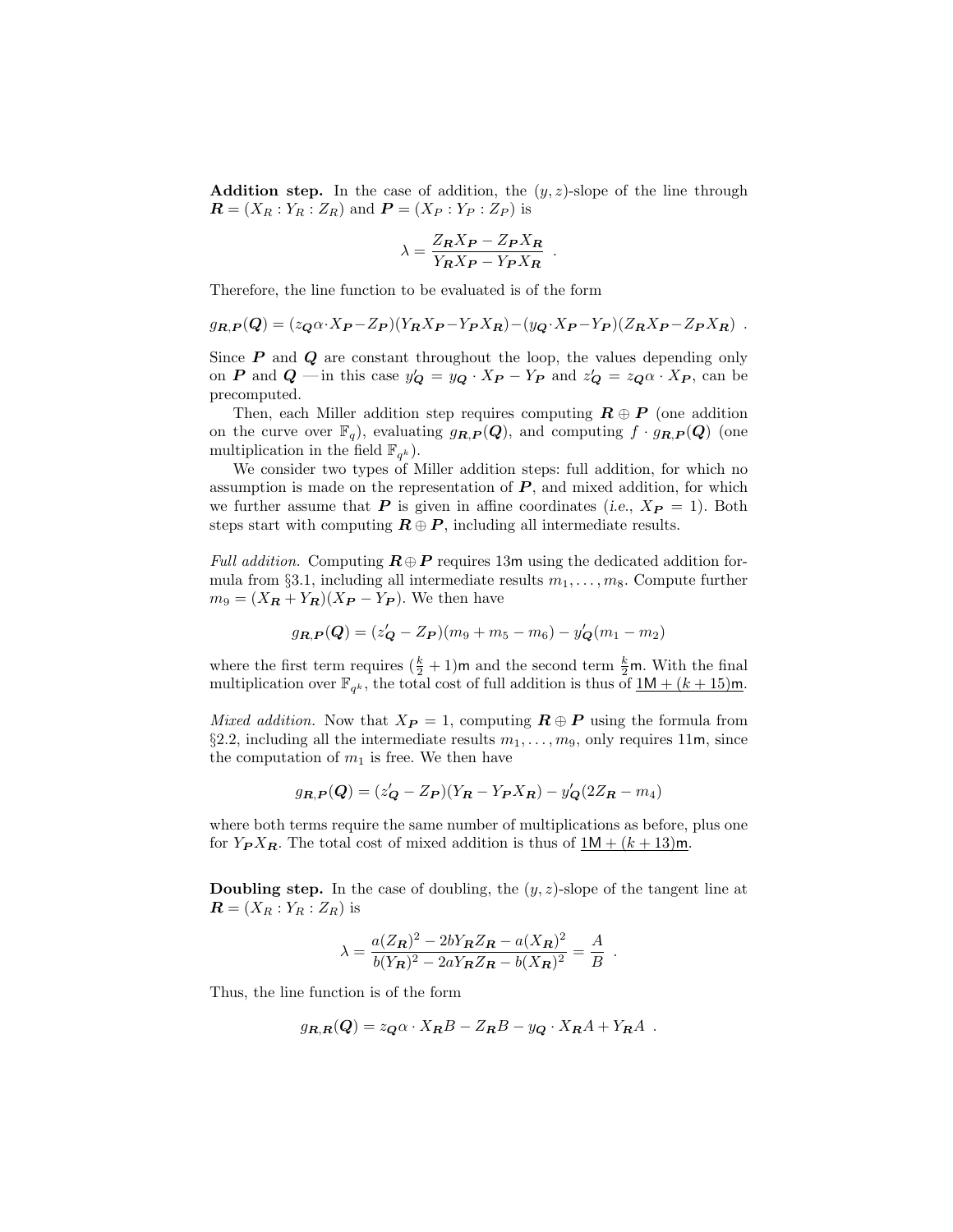**Addition step.** In the case of addition, the $(y, z)$-slope of the line through $\boldsymbol{R} = (X_R : Y_R : Z_R)$ and $\boldsymbol{P} = (X_P : Y_P : Z_P)$ is

$$\lambda = \frac{Z_{\boldsymbol{R}} X_{\boldsymbol{P}} - Z_{\boldsymbol{P}} X_{\boldsymbol{R}}}{Y_{\boldsymbol{R}} X_{\boldsymbol{P}} - Y_{\boldsymbol{P}} X_{\boldsymbol{R}}} \ .$$

Therefore, the line function to be evaluated is of the form

$$g_{\boldsymbol{R},\boldsymbol{P}}(\boldsymbol{Q}) = (z_{\boldsymbol{Q}} \alpha \cdot X_{\boldsymbol{P}} - Z_{\boldsymbol{P}})(Y_{\boldsymbol{R}} X_{\boldsymbol{P}} - Y_{\boldsymbol{P}} X_{\boldsymbol{R}}) - (y_{\boldsymbol{Q}} \cdot X_{\boldsymbol{P}} - Y_{\boldsymbol{P}})(Z_{\boldsymbol{R}} X_{\boldsymbol{P}} - Z_{\boldsymbol{P}} X_{\boldsymbol{R}}) \ .$$

Since $\boldsymbol{P}$ and $\boldsymbol{Q}$ are constant throughout the loop, the values depending only on $\boldsymbol{P}$ and $\boldsymbol{Q}$ —in this case $y'_{\boldsymbol{Q}} = y_{\boldsymbol{Q}} \cdot X_{\boldsymbol{P}} - Y_{\boldsymbol{P}}$ and $z'_{\boldsymbol{Q}} = z_{\boldsymbol{Q}} \alpha \cdot X_{\boldsymbol{P}}$, can be precomputed.

Then, each Miller addition step requires computing $\boldsymbol{R} \oplus \boldsymbol{P}$ (one addition on the curve over $\mathbb{F}_q$), evaluating $g_{\boldsymbol{R},\boldsymbol{P}}(\boldsymbol{Q})$, and computing $f \cdot g_{\boldsymbol{R},\boldsymbol{P}}(\boldsymbol{Q})$ (one multiplication in the field $\mathbb{F}_{q^k}$).

We consider two types of Miller addition steps: full addition, for which no assumption is made on the representation of $\boldsymbol{P}$, and mixed addition, for which we further assume that $\boldsymbol{P}$ is given in affine coordinates (*i.e.*, $X_{\boldsymbol{P}} = 1$). Both steps start with computing $\boldsymbol{R} \oplus \boldsymbol{P}$, including all intermediate results.

*Full addition.* Computing $\boldsymbol{R} \oplus \boldsymbol{P}$ requires $13\mathsf{m}$ using the dedicated addition formula from §3.1, including all intermediate results $m_1, \ldots, m_8$. Compute further $m_9 = (X_{\boldsymbol{R}} + Y_{\boldsymbol{R}})(X_{\boldsymbol{P}} - Y_{\boldsymbol{P}})$. We then have

$$g_{\boldsymbol{R},\boldsymbol{P}}(\boldsymbol{Q}) = (z'_{\boldsymbol{Q}} - Z_{\boldsymbol{P}})(m_9 + m_5 - m_6) - y'_{\boldsymbol{Q}}(m_1 - m_2)$$

where the first term requires $(\frac{k}{2} + 1)\mathsf{m}$ and the second term $\frac{k}{2}\mathsf{m}$. With the final multiplication over $\mathbb{F}_{q^k}$, the total cost of full addition is thus of $\underline{1\mathsf{M} + (k + 15)\mathsf{m}}$.

*Mixed addition.* Now that $X_{\boldsymbol{P}} = 1$, computing $\boldsymbol{R} \oplus \boldsymbol{P}$ using the formula from §2.2, including all the intermediate results $m_1, \ldots, m_9$, only requires $11\mathsf{m}$, since the computation of $m_1$ is free. We then have

$$g_{\boldsymbol{R},\boldsymbol{P}}(\boldsymbol{Q}) = (z'_{\boldsymbol{Q}} - Z_{\boldsymbol{P}})(Y_{\boldsymbol{R}} - Y_{\boldsymbol{P}} X_{\boldsymbol{R}}) - y'_{\boldsymbol{Q}}(2Z_{\boldsymbol{R}} - m_4)$$

where both terms require the same number of multiplications as before, plus one for $Y_{\boldsymbol{P}} X_{\boldsymbol{R}}$. The total cost of mixed addition is thus of $\underline{1\mathsf{M} + (k + 13)\mathsf{m}}$.

**Doubling step.** In the case of doubling, the $(y, z)$-slope of the tangent line at $\boldsymbol{R} = (X_R : Y_R : Z_R)$ is

$$\lambda = \frac{a(Z_{\boldsymbol{R}})^2 - 2bY_{\boldsymbol{R}} Z_{\boldsymbol{R}} - a(X_{\boldsymbol{R}})^2}{b(Y_{\boldsymbol{R}})^2 - 2aY_{\boldsymbol{R}} Z_{\boldsymbol{R}} - b(X_{\boldsymbol{R}})^2} = \frac{A}{B} \ .$$

Thus, the line function is of the form

$$g_{\boldsymbol{R},\boldsymbol{R}}(\boldsymbol{Q}) = z_{\boldsymbol{Q}} \alpha \cdot X_{\boldsymbol{R}} B - Z_{\boldsymbol{R}} B - y_{\boldsymbol{Q}} \cdot X_{\boldsymbol{R}} A + Y_{\boldsymbol{R}} A \ .$$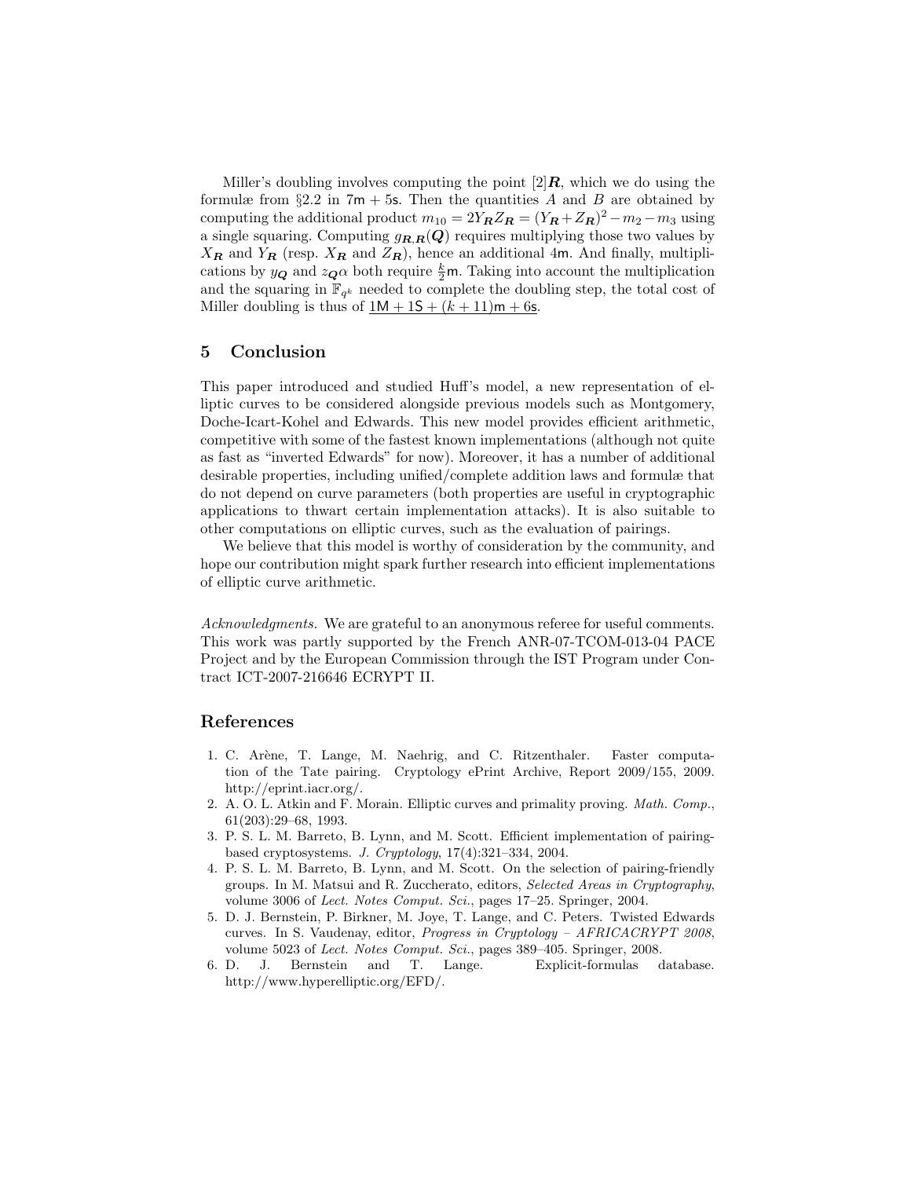Miller's doubling involves computing the point $[2]\boldsymbol{R}$, which we do using the formulæ from §2.2 in $7\mathsf{m} + 5\mathsf{s}$. Then the quantities $A$ and $B$ are obtained by computing the additional product $m_{10} = 2Y_{\boldsymbol{R}}Z_{\boldsymbol{R}} = (Y_{\boldsymbol{R}} + Z_{\boldsymbol{R}})^2 - m_2 - m_3$ using a single squaring. Computing $g_{\boldsymbol{R},\boldsymbol{R}}(\boldsymbol{Q})$ requires multiplying those two values by $X_{\boldsymbol{R}}$ and $Y_{\boldsymbol{R}}$ (resp. $X_{\boldsymbol{R}}$ and $Z_{\boldsymbol{R}}$), hence an additional $4\mathsf{m}$. And finally, multiplications by $y_{\boldsymbol{Q}}$ and $z_{\boldsymbol{Q}}\alpha$ both require $\frac{k}{2}\mathsf{m}$. Taking into account the multiplication and the squaring in $\mathbb{F}_{q^k}$ needed to complete the doubling step, the total cost of Miller doubling is thus of $\underline{1\mathsf{M} + 1\mathsf{S} + (k+11)\mathsf{m} + 6\mathsf{s}}$.

## 5 Conclusion

This paper introduced and studied Huff's model, a new representation of elliptic curves to be considered alongside previous models such as Montgomery, Doche-Icart-Kohel and Edwards. This new model provides efficient arithmetic, competitive with some of the fastest known implementations (although not quite as fast as "inverted Edwards" for now). Moreover, it has a number of additional desirable properties, including unified/complete addition laws and formulæ that do not depend on curve parameters (both properties are useful in cryptographic applications to thwart certain implementation attacks). It is also suitable to other computations on elliptic curves, such as the evaluation of pairings.

We believe that this model is worthy of consideration by the community, and hope our contribution might spark further research into efficient implementations of elliptic curve arithmetic.

*Acknowledgments.* We are grateful to an anonymous referee for useful comments. This work was partly supported by the French ANR-07-TCOM-013-04 PACE Project and by the European Commission through the IST Program under Contract ICT-2007-216646 ECRYPT II.

## References

1. C. Arène, T. Lange, M. Naehrig, and C. Ritzenthaler. Faster computation of the Tate pairing. Cryptology ePrint Archive, Report 2009/155, 2009. http://eprint.iacr.org/.
2. A. O. L. Atkin and F. Morain. Elliptic curves and primality proving. *Math. Comp.*, 61(203):29–68, 1993.
3. P. S. L. M. Barreto, B. Lynn, and M. Scott. Efficient implementation of pairing-based cryptosystems. *J. Cryptology*, 17(4):321–334, 2004.
4. P. S. L. M. Barreto, B. Lynn, and M. Scott. On the selection of pairing-friendly groups. In M. Matsui and R. Zuccherato, editors, *Selected Areas in Cryptography*, volume 3006 of *Lect. Notes Comput. Sci.*, pages 17–25. Springer, 2004.
5. D. J. Bernstein, P. Birkner, M. Joye, T. Lange, and C. Peters. Twisted Edwards curves. In S. Vaudenay, editor, *Progress in Cryptology – AFRICACRYPT 2008*, volume 5023 of *Lect. Notes Comput. Sci.*, pages 389–405. Springer, 2008.
6. D. J. Bernstein and T. Lange. Explicit-formulas database. http://www.hyperelliptic.org/EFD/.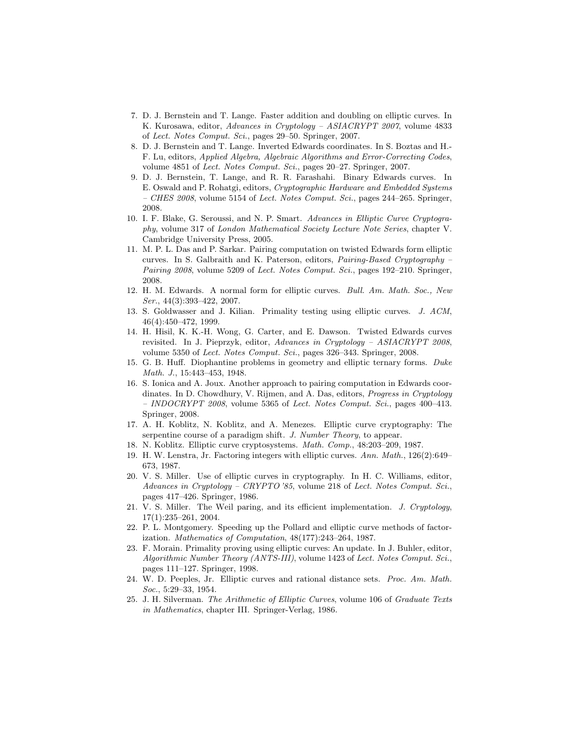7. D. J. Bernstein and T. Lange. Faster addition and doubling on elliptic curves. In K. Kurosawa, editor, *Advances in Cryptology – ASIACRYPT 2007*, volume 4833 of *Lect. Notes Comput. Sci.*, pages 29–50. Springer, 2007.
8. D. J. Bernstein and T. Lange. Inverted Edwards coordinates. In S. Boztas and H.-F. Lu, editors, *Applied Algebra, Algebraic Algorithms and Error-Correcting Codes*, volume 4851 of *Lect. Notes Comput. Sci.*, pages 20–27. Springer, 2007.
9. D. J. Bernstein, T. Lange, and R. R. Farashahi. Binary Edwards curves. In E. Oswald and P. Rohatgi, editors, *Cryptographic Hardware and Embedded Systems – CHES 2008*, volume 5154 of *Lect. Notes Comput. Sci.*, pages 244–265. Springer, 2008.
10. I. F. Blake, G. Seroussi, and N. P. Smart. *Advances in Elliptic Curve Cryptography*, volume 317 of *London Mathematical Society Lecture Note Series*, chapter V. Cambridge University Press, 2005.
11. M. P. L. Das and P. Sarkar. Pairing computation on twisted Edwards form elliptic curves. In S. Galbraith and K. Paterson, editors, *Pairing-Based Cryptography – Pairing 2008*, volume 5209 of *Lect. Notes Comput. Sci.*, pages 192–210. Springer, 2008.
12. H. M. Edwards. A normal form for elliptic curves. *Bull. Am. Math. Soc., New Ser.*, 44(3):393–422, 2007.
13. S. Goldwasser and J. Kilian. Primality testing using elliptic curves. *J. ACM*, 46(4):450–472, 1999.
14. H. Hisil, K. K.-H. Wong, G. Carter, and E. Dawson. Twisted Edwards curves revisited. In J. Pieprzyk, editor, *Advances in Cryptology – ASIACRYPT 2008*, volume 5350 of *Lect. Notes Comput. Sci.*, pages 326–343. Springer, 2008.
15. G. B. Huff. Diophantine problems in geometry and elliptic ternary forms. *Duke Math. J.*, 15:443–453, 1948.
16. S. Ionica and A. Joux. Another approach to pairing computation in Edwards coordinates. In D. Chowdhury, V. Rijmen, and A. Das, editors, *Progress in Cryptology – INDOCRYPT 2008*, volume 5365 of *Lect. Notes Comput. Sci.*, pages 400–413. Springer, 2008.
17. A. H. Koblitz, N. Koblitz, and A. Menezes. Elliptic curve cryptography: The serpentine course of a paradigm shift. *J. Number Theory*, to appear.
18. N. Koblitz. Elliptic curve cryptosystems. *Math. Comp.*, 48:203–209, 1987.
19. H. W. Lenstra, Jr. Factoring integers with elliptic curves. *Ann. Math.*, 126(2):649–673, 1987.
20. V. S. Miller. Use of elliptic curves in cryptography. In H. C. Williams, editor, *Advances in Cryptology – CRYPTO '85*, volume 218 of *Lect. Notes Comput. Sci.*, pages 417–426. Springer, 1986.
21. V. S. Miller. The Weil paring, and its efficient implementation. *J. Cryptology*, 17(1):235–261, 2004.
22. P. L. Montgomery. Speeding up the Pollard and elliptic curve methods of factorization. *Mathematics of Computation*, 48(177):243–264, 1987.
23. F. Morain. Primality proving using elliptic curves: An update. In J. Buhler, editor, *Algorithmic Number Theory (ANTS-III)*, volume 1423 of *Lect. Notes Comput. Sci.*, pages 111–127. Springer, 1998.
24. W. D. Peeples, Jr. Elliptic curves and rational distance sets. *Proc. Am. Math. Soc.*, 5:29–33, 1954.
25. J. H. Silverman. *The Arithmetic of Elliptic Curves*, volume 106 of *Graduate Texts in Mathematics*, chapter III. Springer-Verlag, 1986.